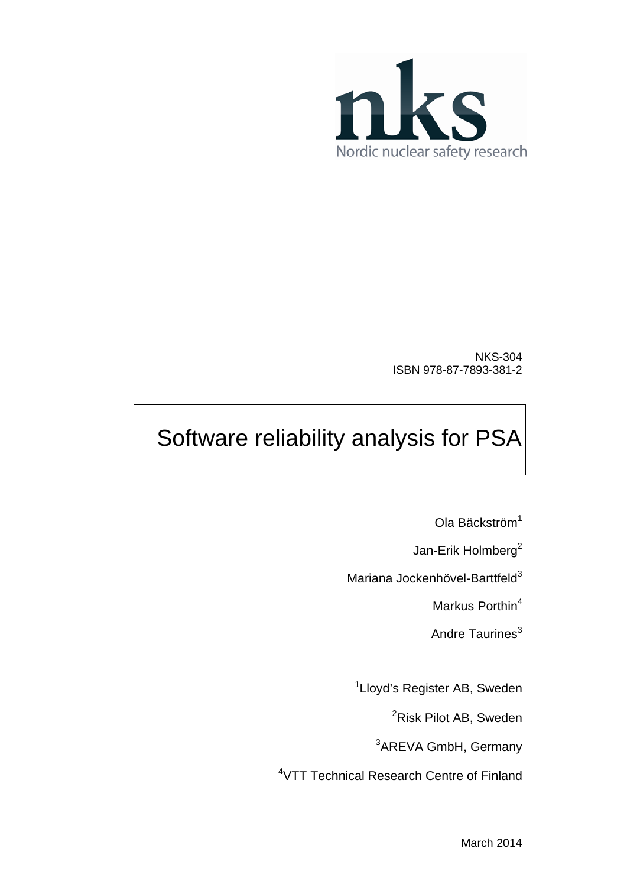nks

Nordic nuclear safety research

NKS-304
ISBN 978-87-7893-381-2

# Software reliability analysis for PSA

Ola Bäckström[1]

Jan-Erik Holmberg[2]

Mariana Jockenhövel-Barttfeld[3]

Markus Porthin[4]

Andre Taurines[3]

[1]Lloyd's Register AB, Sweden

[2]Risk Pilot AB, Sweden

[3]AREVA GmbH, Germany

[4]VTT Technical Research Centre of Finland

March 2014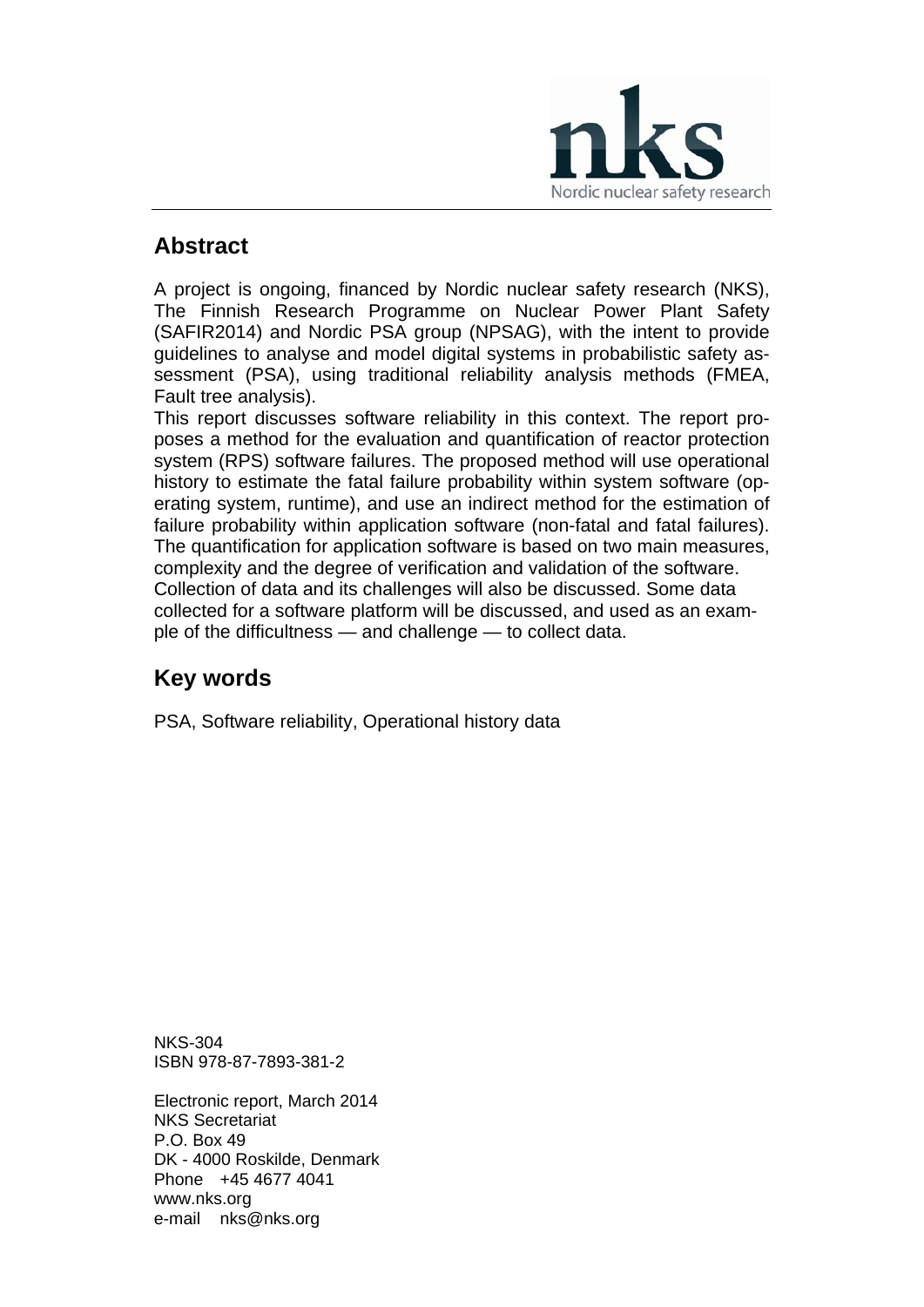## Abstract

A project is ongoing, financed by Nordic nuclear safety research (NKS), The Finnish Research Programme on Nuclear Power Plant Safety (SAFIR2014) and Nordic PSA group (NPSAG), with the intent to provide guidelines to analyse and model digital systems in probabilistic safety assessment (PSA), using traditional reliability analysis methods (FMEA, Fault tree analysis).

This report discusses software reliability in this context. The report proposes a method for the evaluation and quantification of reactor protection system (RPS) software failures. The proposed method will use operational history to estimate the fatal failure probability within system software (operating system, runtime), and use an indirect method for the estimation of failure probability within application software (non-fatal and fatal failures). The quantification for application software is based on two main measures, complexity and the degree of verification and validation of the software. Collection of data and its challenges will also be discussed. Some data collected for a software platform will be discussed, and used as an example of the difficultness — and challenge — to collect data.

## Key words

PSA, Software reliability, Operational history data

NKS-304
ISBN 978-87-7893-381-2

Electronic report, March 2014
NKS Secretariat
P.O. Box 49
DK - 4000 Roskilde, Denmark
Phone +45 4677 4041
www.nks.org
e-mail nks@nks.org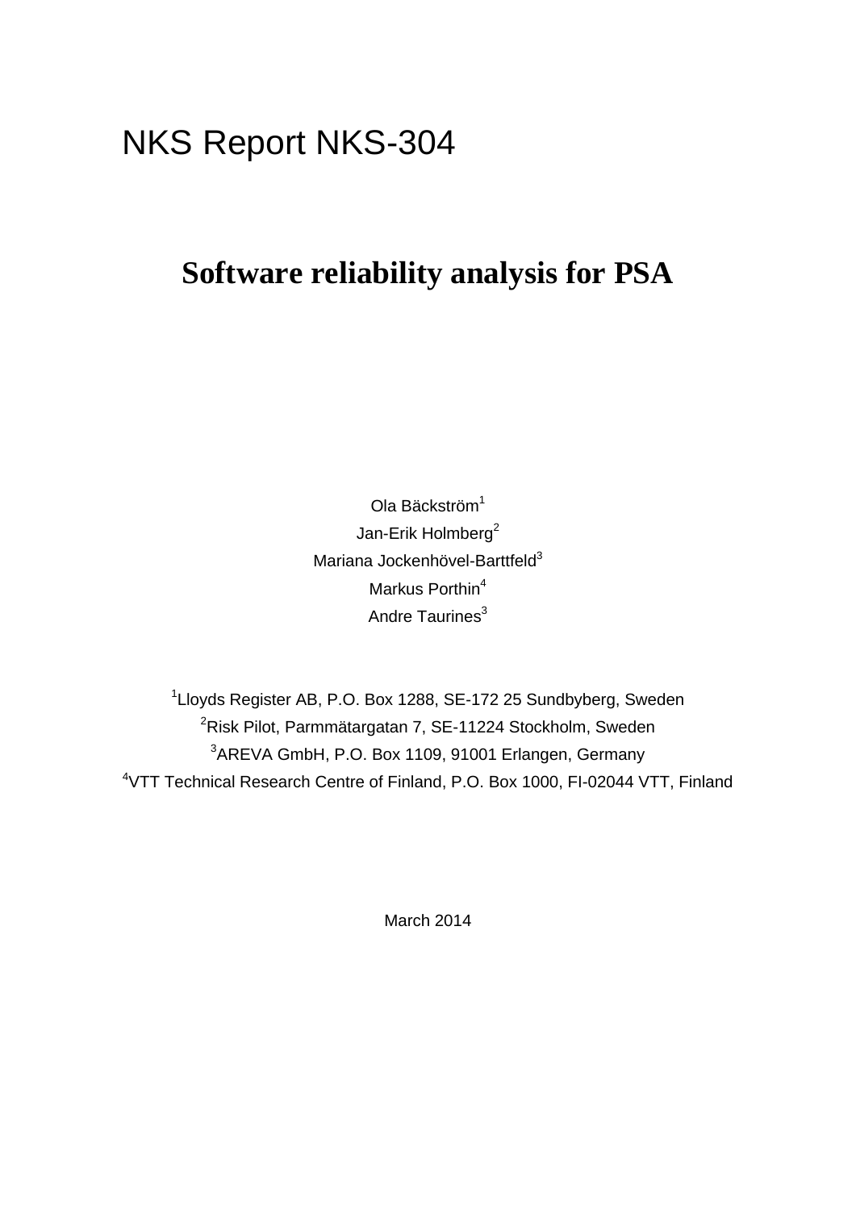NKS Report NKS-304

# Software reliability analysis for PSA

Ola Bäckström[1]

Jan-Erik Holmberg[2]

Mariana Jockenhövel-Barttfeld[3]

Markus Porthin[4]

Andre Taurines[3]

[1]Lloyds Register AB, P.O. Box 1288, SE-172 25 Sundbyberg, Sweden

[2]Risk Pilot, Parmmätargatan 7, SE-11224 Stockholm, Sweden

[3]AREVA GmbH, P.O. Box 1109, 91001 Erlangen, Germany

[4]VTT Technical Research Centre of Finland, P.O. Box 1000, FI-02044 VTT, Finland

March 2014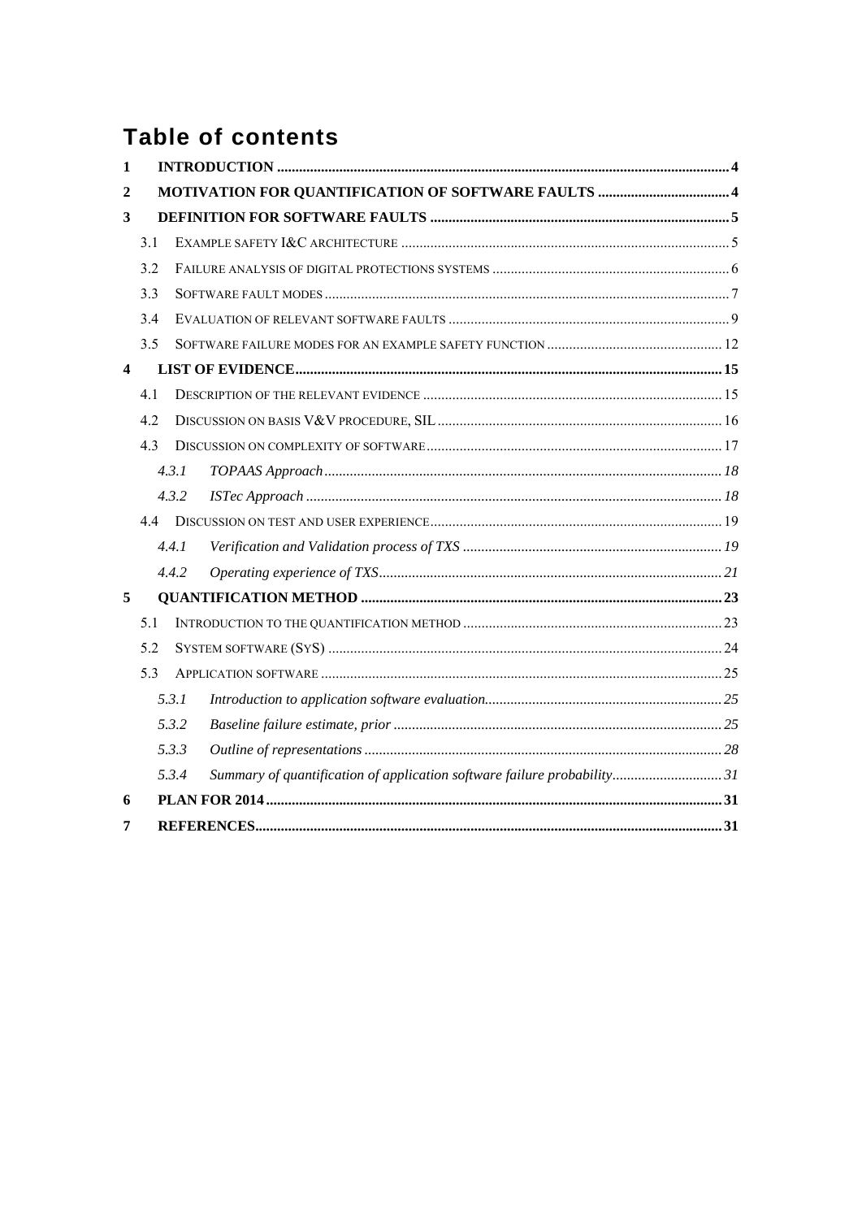# Table of contents

1 INTRODUCTION ..... 4

2 MOTIVATION FOR QUANTIFICATION OF SOFTWARE FAULTS ..... 4

3 DEFINITION FOR SOFTWARE FAULTS ..... 5

- 3.1 EXAMPLE SAFETY I&C ARCHITECTURE ..... 5
- 3.2 FAILURE ANALYSIS OF DIGITAL PROTECTIONS SYSTEMS ..... 6
- 3.3 SOFTWARE FAULT MODES ..... 7
- 3.4 EVALUATION OF RELEVANT SOFTWARE FAULTS ..... 9
- 3.5 SOFTWARE FAILURE MODES FOR AN EXAMPLE SAFETY FUNCTION ..... 12

4 LIST OF EVIDENCE ..... 15

- 4.1 DESCRIPTION OF THE RELEVANT EVIDENCE ..... 15
- 4.2 DISCUSSION ON BASIS V&V PROCEDURE, SIL ..... 16
- 4.3 DISCUSSION ON COMPLEXITY OF SOFTWARE ..... 17
  - *4.3.1 TOPAAS Approach ..... 18*
  - *4.3.2 ISTec Approach ..... 18*
- 4.4 DISCUSSION ON TEST AND USER EXPERIENCE ..... 19
  - *4.4.1 Verification and Validation process of TXS ..... 19*
  - *4.4.2 Operating experience of TXS ..... 21*

5 QUANTIFICATION METHOD ..... 23

- 5.1 INTRODUCTION TO THE QUANTIFICATION METHOD ..... 23
- 5.2 SYSTEM SOFTWARE (SYS) ..... 24
- 5.3 APPLICATION SOFTWARE ..... 25
  - *5.3.1 Introduction to application software evaluation ..... 25*
  - *5.3.2 Baseline failure estimate, prior ..... 25*
  - *5.3.3 Outline of representations ..... 28*
  - *5.3.4 Summary of quantification of application software failure probability ..... 31*

6 PLAN FOR 2014 ..... 31

7 REFERENCES ..... 31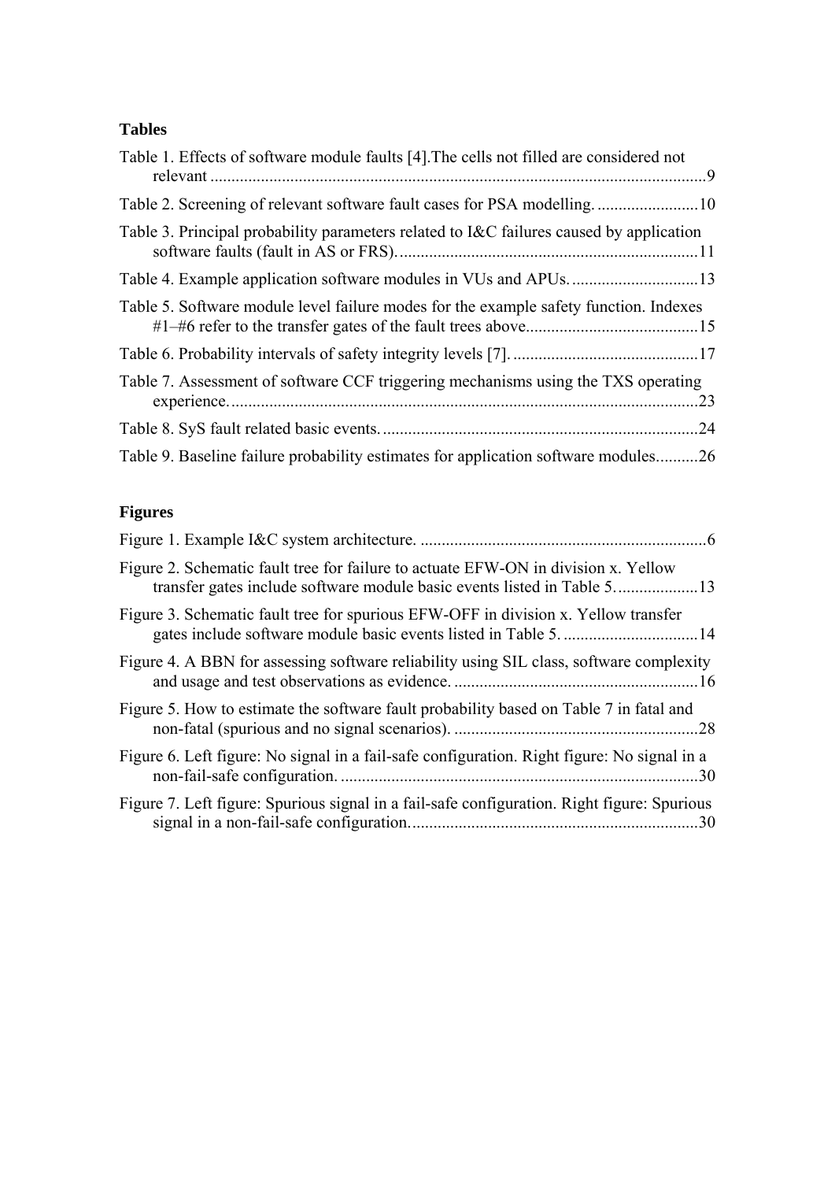## Tables

Table 1. Effects of software module faults [4].The cells not filled are considered not relevant ....................................................................................................................9

Table 2. Screening of relevant software fault cases for PSA modelling. ........................10

Table 3. Principal probability parameters related to I&C failures caused by application software faults (fault in AS or FRS). ......................................................................11

Table 4. Example application software modules in VUs and APUs. ..............................13

Table 5. Software module level failure modes for the example safety function. Indexes #1–#6 refer to the transfer gates of the fault trees above.........................................15

Table 6. Probability intervals of safety integrity levels [7]. ............................................17

Table 7. Assessment of software CCF triggering mechanisms using the TXS operating experience. ..............................................................................................................23

Table 8. SyS fault related basic events. ...........................................................................24

Table 9. Baseline failure probability estimates for application software modules..........26

## Figures

Figure 1. Example I&C system architecture. ....................................................................6

Figure 2. Schematic fault tree for failure to actuate EFW-ON in division x. Yellow transfer gates include software module basic events listed in Table 5. ...................13

Figure 3. Schematic fault tree for spurious EFW-OFF in division x. Yellow transfer gates include software module basic events listed in Table 5. ................................14

Figure 4. A BBN for assessing software reliability using SIL class, software complexity and usage and test observations as evidence. ..........................................................16

Figure 5. How to estimate the software fault probability based on Table 7 in fatal and non-fatal (spurious and no signal scenarios). ..........................................................28

Figure 6. Left figure: No signal in a fail-safe configuration. Right figure: No signal in a non-fail-safe configuration. .....................................................................................30

Figure 7. Left figure: Spurious signal in a fail-safe configuration. Right figure: Spurious signal in a non-fail-safe configuration. ....................................................................30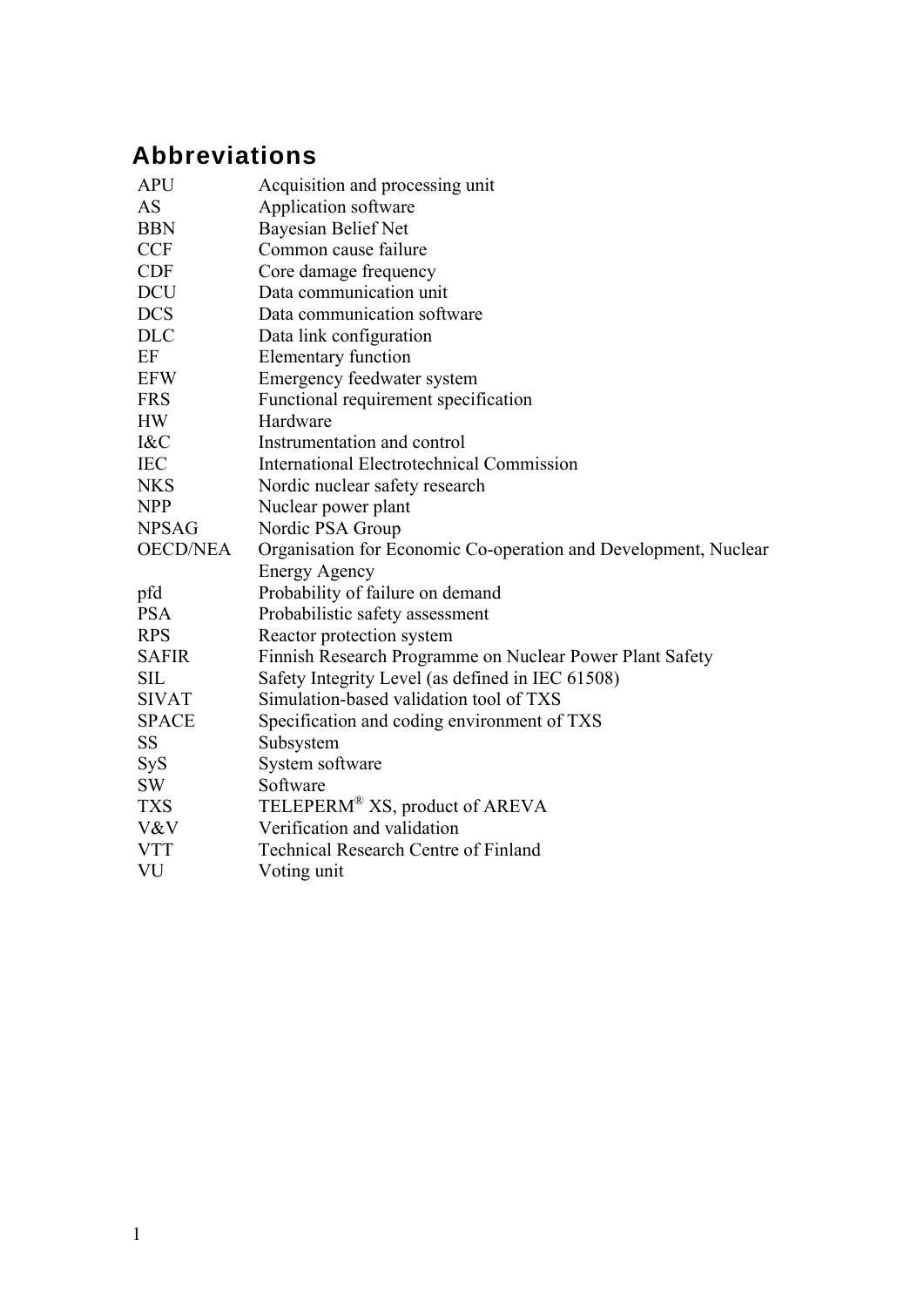# Abbreviations

| | |
|---|---|
| APU | Acquisition and processing unit |
| AS | Application software |
| BBN | Bayesian Belief Net |
| CCF | Common cause failure |
| CDF | Core damage frequency |
| DCU | Data communication unit |
| DCS | Data communication software |
| DLC | Data link configuration |
| EF | Elementary function |
| EFW | Emergency feedwater system |
| FRS | Functional requirement specification |
| HW | Hardware |
| I&C | Instrumentation and control |
| IEC | International Electrotechnical Commission |
| NKS | Nordic nuclear safety research |
| NPP | Nuclear power plant |
| NPSAG | Nordic PSA Group |
| OECD/NEA | Organisation for Economic Co-operation and Development, Nuclear Energy Agency |
| pfd | Probability of failure on demand |
| PSA | Probabilistic safety assessment |
| RPS | Reactor protection system |
| SAFIR | Finnish Research Programme on Nuclear Power Plant Safety |
| SIL | Safety Integrity Level (as defined in IEC 61508) |
| SIVAT | Simulation-based validation tool of TXS |
| SPACE | Specification and coding environment of TXS |
| SS | Subsystem |
| SyS | System software |
| SW | Software |
| TXS | TELEPERM® XS, product of AREVA |
| V&V | Verification and validation |
| VTT | Technical Research Centre of Finland |
| VU | Voting unit |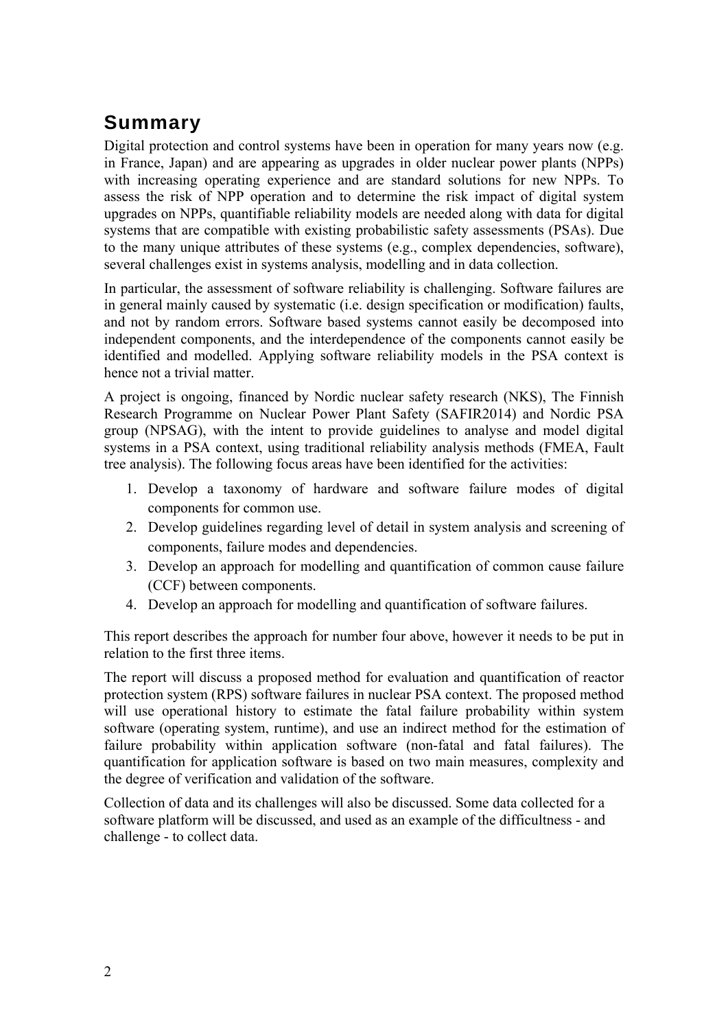# Summary

Digital protection and control systems have been in operation for many years now (e.g. in France, Japan) and are appearing as upgrades in older nuclear power plants (NPPs) with increasing operating experience and are standard solutions for new NPPs. To assess the risk of NPP operation and to determine the risk impact of digital system upgrades on NPPs, quantifiable reliability models are needed along with data for digital systems that are compatible with existing probabilistic safety assessments (PSAs). Due to the many unique attributes of these systems (e.g., complex dependencies, software), several challenges exist in systems analysis, modelling and in data collection.

In particular, the assessment of software reliability is challenging. Software failures are in general mainly caused by systematic (i.e. design specification or modification) faults, and not by random errors. Software based systems cannot easily be decomposed into independent components, and the interdependence of the components cannot easily be identified and modelled. Applying software reliability models in the PSA context is hence not a trivial matter.

A project is ongoing, financed by Nordic nuclear safety research (NKS), The Finnish Research Programme on Nuclear Power Plant Safety (SAFIR2014) and Nordic PSA group (NPSAG), with the intent to provide guidelines to analyse and model digital systems in a PSA context, using traditional reliability analysis methods (FMEA, Fault tree analysis). The following focus areas have been identified for the activities:

1. Develop a taxonomy of hardware and software failure modes of digital components for common use.
2. Develop guidelines regarding level of detail in system analysis and screening of components, failure modes and dependencies.
3. Develop an approach for modelling and quantification of common cause failure (CCF) between components.
4. Develop an approach for modelling and quantification of software failures.

This report describes the approach for number four above, however it needs to be put in relation to the first three items.

The report will discuss a proposed method for evaluation and quantification of reactor protection system (RPS) software failures in nuclear PSA context. The proposed method will use operational history to estimate the fatal failure probability within system software (operating system, runtime), and use an indirect method for the estimation of failure probability within application software (non-fatal and fatal failures). The quantification for application software is based on two main measures, complexity and the degree of verification and validation of the software.

Collection of data and its challenges will also be discussed. Some data collected for a software platform will be discussed, and used as an example of the difficultness - and challenge - to collect data.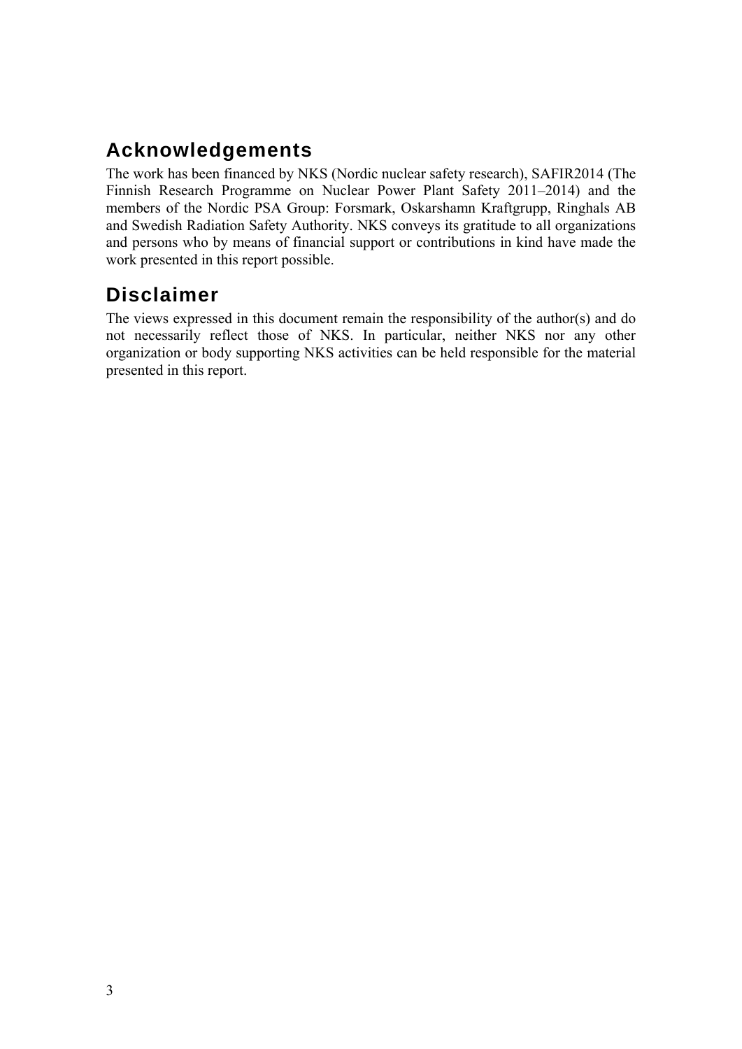## Acknowledgements

The work has been financed by NKS (Nordic nuclear safety research), SAFIR2014 (The Finnish Research Programme on Nuclear Power Plant Safety 2011–2014) and the members of the Nordic PSA Group: Forsmark, Oskarshamn Kraftgrupp, Ringhals AB and Swedish Radiation Safety Authority. NKS conveys its gratitude to all organizations and persons who by means of financial support or contributions in kind have made the work presented in this report possible.

## Disclaimer

The views expressed in this document remain the responsibility of the author(s) and do not necessarily reflect those of NKS. In particular, neither NKS nor any other organization or body supporting NKS activities can be held responsible for the material presented in this report.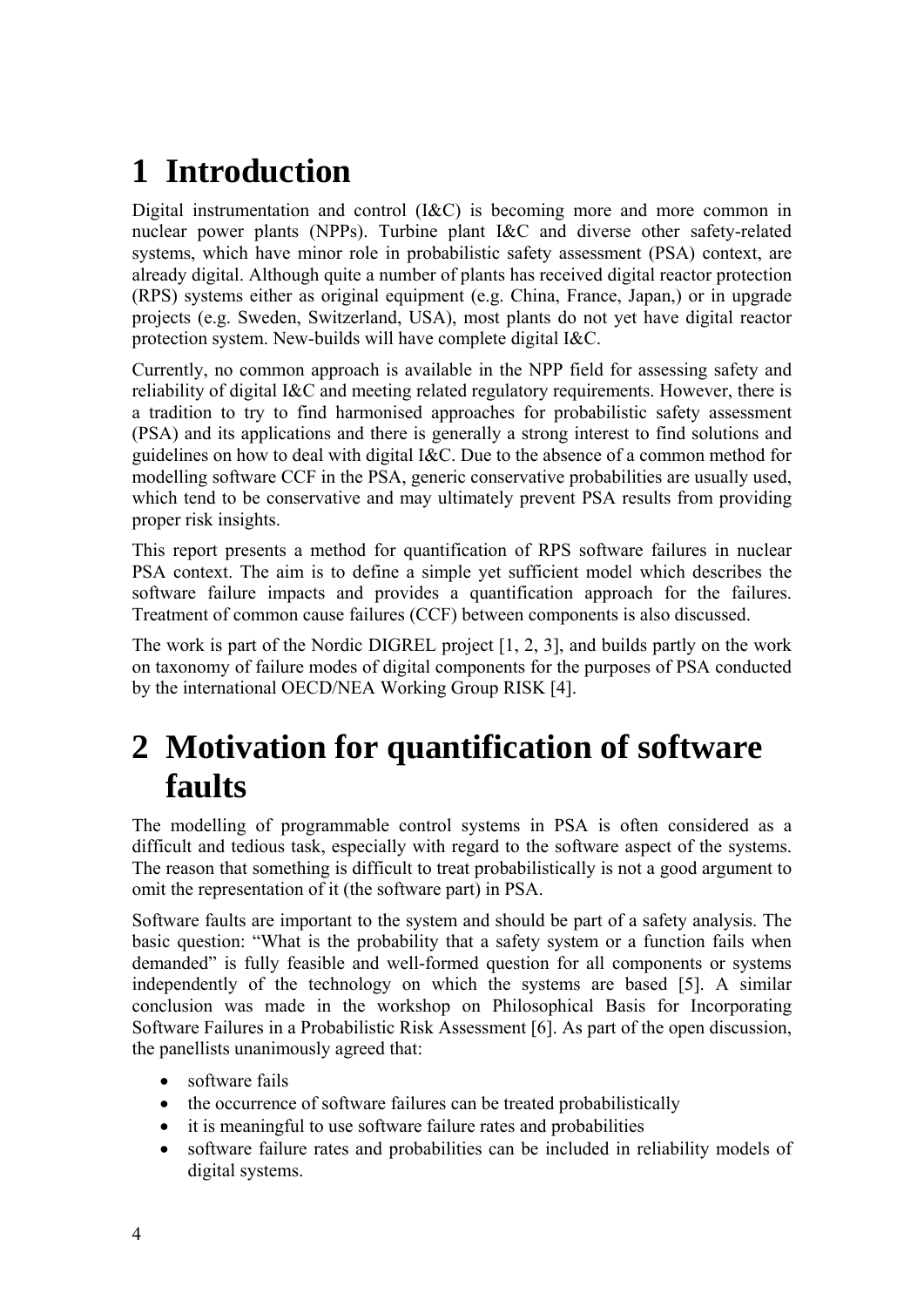# 1 Introduction

Digital instrumentation and control (I&C) is becoming more and more common in nuclear power plants (NPPs). Turbine plant I&C and diverse other safety-related systems, which have minor role in probabilistic safety assessment (PSA) context, are already digital. Although quite a number of plants has received digital reactor protection (RPS) systems either as original equipment (e.g. China, France, Japan,) or in upgrade projects (e.g. Sweden, Switzerland, USA), most plants do not yet have digital reactor protection system. New-builds will have complete digital I&C.

Currently, no common approach is available in the NPP field for assessing safety and reliability of digital I&C and meeting related regulatory requirements. However, there is a tradition to try to find harmonised approaches for probabilistic safety assessment (PSA) and its applications and there is generally a strong interest to find solutions and guidelines on how to deal with digital I&C. Due to the absence of a common method for modelling software CCF in the PSA, generic conservative probabilities are usually used, which tend to be conservative and may ultimately prevent PSA results from providing proper risk insights.

This report presents a method for quantification of RPS software failures in nuclear PSA context. The aim is to define a simple yet sufficient model which describes the software failure impacts and provides a quantification approach for the failures. Treatment of common cause failures (CCF) between components is also discussed.

The work is part of the Nordic DIGREL project [1, 2, 3], and builds partly on the work on taxonomy of failure modes of digital components for the purposes of PSA conducted by the international OECD/NEA Working Group RISK [4].

# 2 Motivation for quantification of software faults

The modelling of programmable control systems in PSA is often considered as a difficult and tedious task, especially with regard to the software aspect of the systems. The reason that something is difficult to treat probabilistically is not a good argument to omit the representation of it (the software part) in PSA.

Software faults are important to the system and should be part of a safety analysis. The basic question: "What is the probability that a safety system or a function fails when demanded" is fully feasible and well-formed question for all components or systems independently of the technology on which the systems are based [5]. A similar conclusion was made in the workshop on Philosophical Basis for Incorporating Software Failures in a Probabilistic Risk Assessment [6]. As part of the open discussion, the panellists unanimously agreed that:

- software fails
- the occurrence of software failures can be treated probabilistically
- it is meaningful to use software failure rates and probabilities
- software failure rates and probabilities can be included in reliability models of digital systems.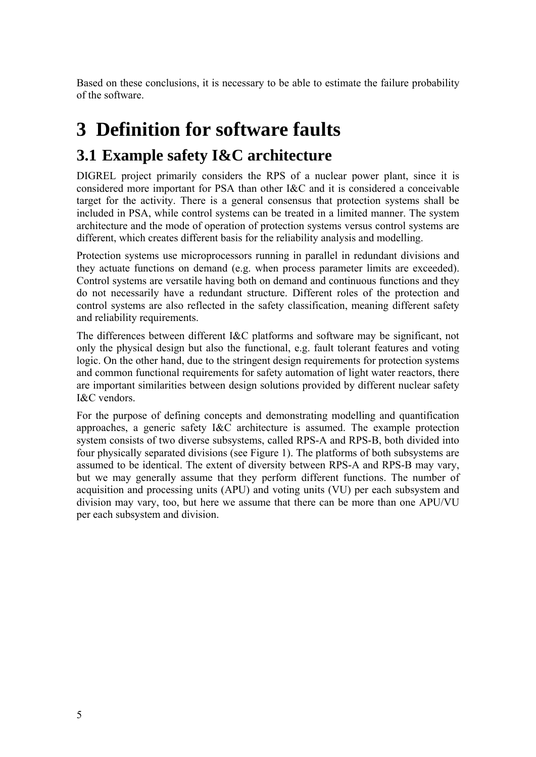Based on these conclusions, it is necessary to be able to estimate the failure probability of the software.

# 3 Definition for software faults

## 3.1 Example safety I&C architecture

DIGREL project primarily considers the RPS of a nuclear power plant, since it is considered more important for PSA than other I&C and it is considered a conceivable target for the activity. There is a general consensus that protection systems shall be included in PSA, while control systems can be treated in a limited manner. The system architecture and the mode of operation of protection systems versus control systems are different, which creates different basis for the reliability analysis and modelling.

Protection systems use microprocessors running in parallel in redundant divisions and they actuate functions on demand (e.g. when process parameter limits are exceeded). Control systems are versatile having both on demand and continuous functions and they do not necessarily have a redundant structure. Different roles of the protection and control systems are also reflected in the safety classification, meaning different safety and reliability requirements.

The differences between different I&C platforms and software may be significant, not only the physical design but also the functional, e.g. fault tolerant features and voting logic. On the other hand, due to the stringent design requirements for protection systems and common functional requirements for safety automation of light water reactors, there are important similarities between design solutions provided by different nuclear safety I&C vendors.

For the purpose of defining concepts and demonstrating modelling and quantification approaches, a generic safety I&C architecture is assumed. The example protection system consists of two diverse subsystems, called RPS-A and RPS-B, both divided into four physically separated divisions (see Figure 1). The platforms of both subsystems are assumed to be identical. The extent of diversity between RPS-A and RPS-B may vary, but we may generally assume that they perform different functions. The number of acquisition and processing units (APU) and voting units (VU) per each subsystem and division may vary, too, but here we assume that there can be more than one APU/VU per each subsystem and division.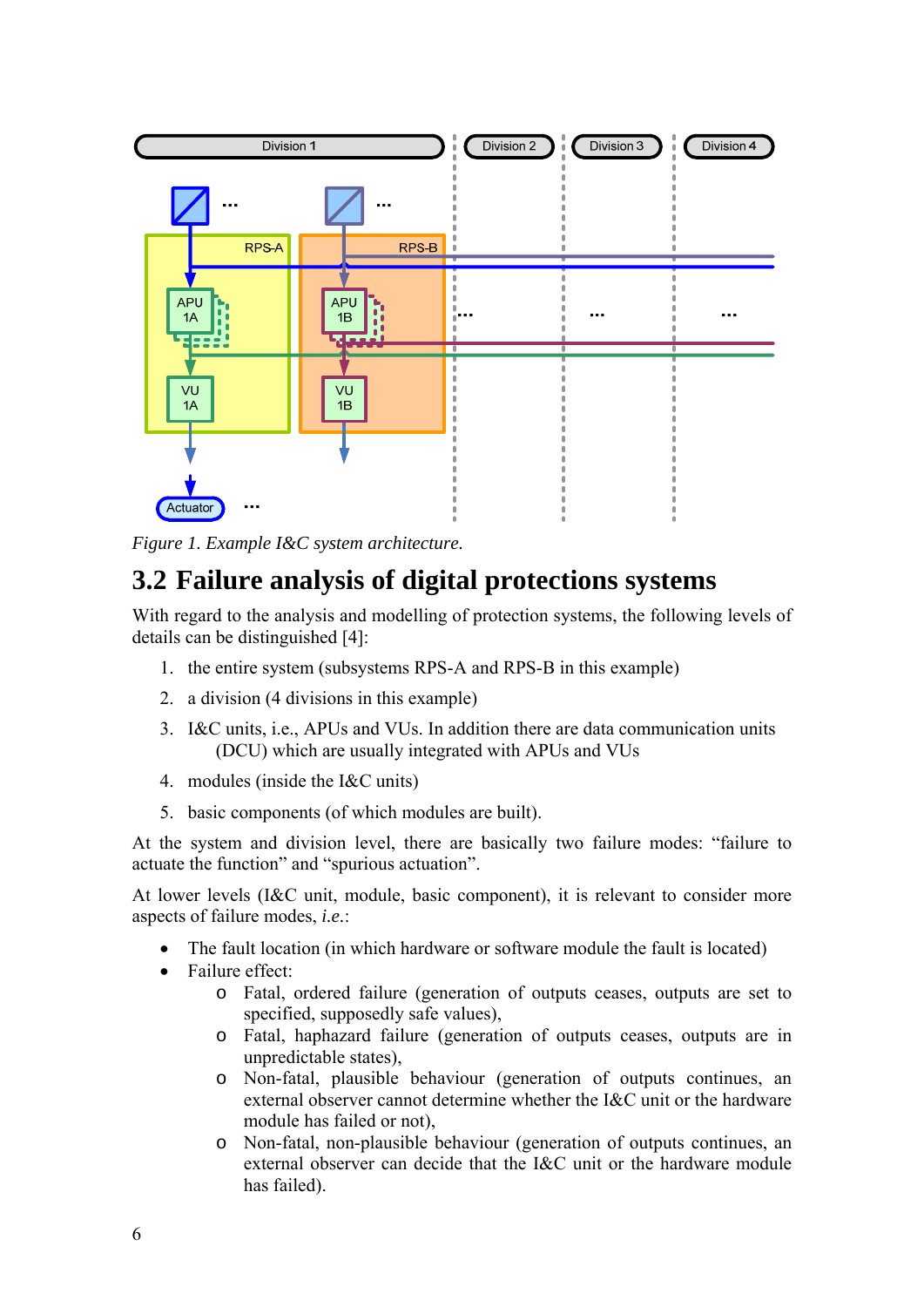*Figure 1. Example I&C system architecture.*

## 3.2 Failure analysis of digital protections systems

With regard to the analysis and modelling of protection systems, the following levels of details can be distinguished [4]:

1. the entire system (subsystems RPS-A and RPS-B in this example)
2. a division (4 divisions in this example)
3. I&C units, i.e., APUs and VUs. In addition there are data communication units (DCU) which are usually integrated with APUs and VUs
4. modules (inside the I&C units)
5. basic components (of which modules are built).

At the system and division level, there are basically two failure modes: "failure to actuate the function" and "spurious actuation".

At lower levels (I&C unit, module, basic component), it is relevant to consider more aspects of failure modes, *i.e.*:

- The fault location (in which hardware or software module the fault is located)
- Failure effect:
  - Fatal, ordered failure (generation of outputs ceases, outputs are set to specified, supposedly safe values),
  - Fatal, haphazard failure (generation of outputs ceases, outputs are in unpredictable states),
  - Non-fatal, plausible behaviour (generation of outputs continues, an external observer cannot determine whether the I&C unit or the hardware module has failed or not),
  - Non-fatal, non-plausible behaviour (generation of outputs continues, an external observer can decide that the I&C unit or the hardware module has failed).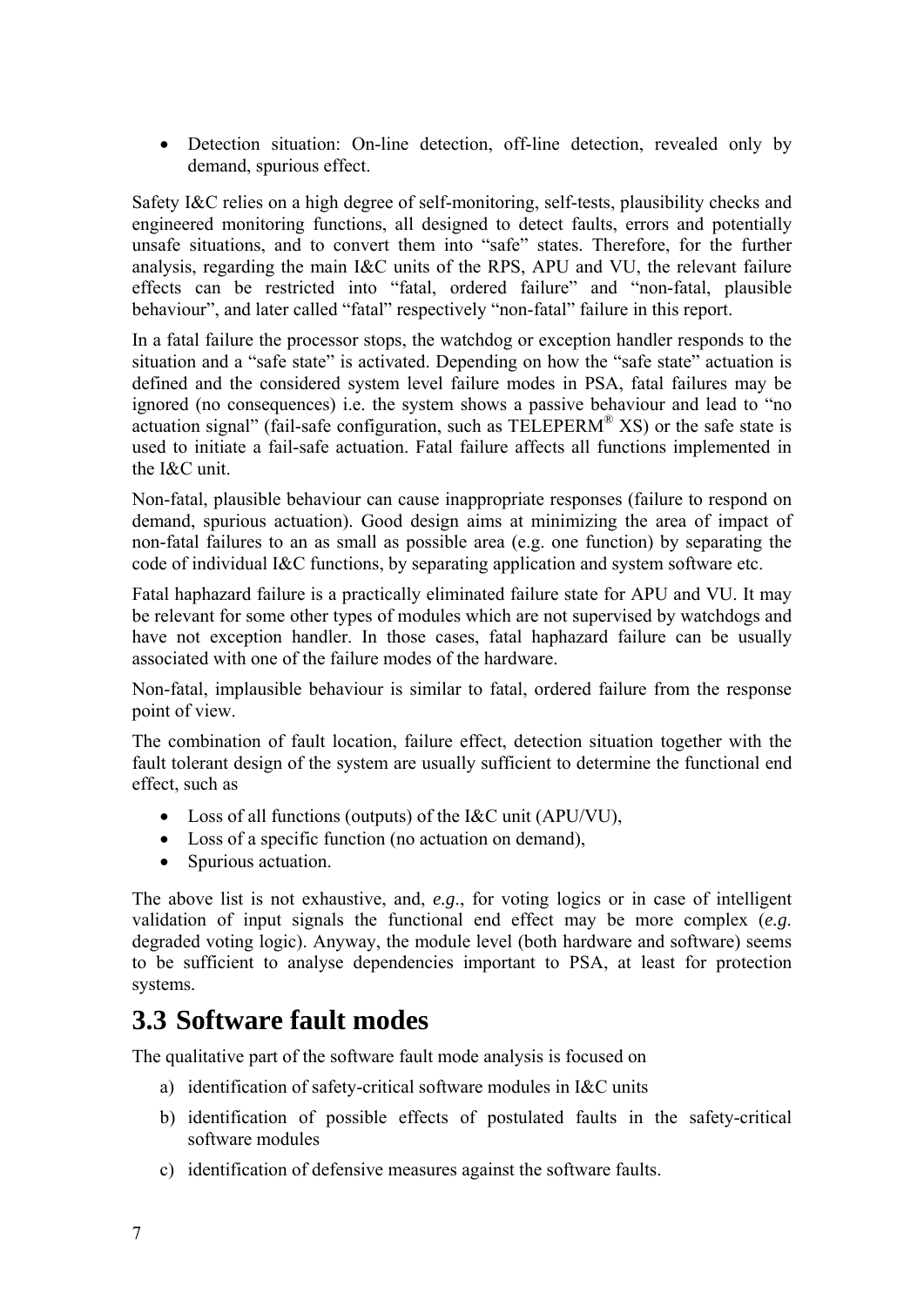- Detection situation: On-line detection, off-line detection, revealed only by demand, spurious effect.

Safety I&C relies on a high degree of self-monitoring, self-tests, plausibility checks and engineered monitoring functions, all designed to detect faults, errors and potentially unsafe situations, and to convert them into "safe" states. Therefore, for the further analysis, regarding the main I&C units of the RPS, APU and VU, the relevant failure effects can be restricted into "fatal, ordered failure" and "non-fatal, plausible behaviour", and later called "fatal" respectively "non-fatal" failure in this report.

In a fatal failure the processor stops, the watchdog or exception handler responds to the situation and a "safe state" is activated. Depending on how the "safe state" actuation is defined and the considered system level failure modes in PSA, fatal failures may be ignored (no consequences) i.e. the system shows a passive behaviour and lead to "no actuation signal" (fail-safe configuration, such as TELEPERM® XS) or the safe state is used to initiate a fail-safe actuation. Fatal failure affects all functions implemented in the I&C unit.

Non-fatal, plausible behaviour can cause inappropriate responses (failure to respond on demand, spurious actuation). Good design aims at minimizing the area of impact of non-fatal failures to an as small as possible area (e.g. one function) by separating the code of individual I&C functions, by separating application and system software etc.

Fatal haphazard failure is a practically eliminated failure state for APU and VU. It may be relevant for some other types of modules which are not supervised by watchdogs and have not exception handler. In those cases, fatal haphazard failure can be usually associated with one of the failure modes of the hardware.

Non-fatal, implausible behaviour is similar to fatal, ordered failure from the response point of view.

The combination of fault location, failure effect, detection situation together with the fault tolerant design of the system are usually sufficient to determine the functional end effect, such as

- Loss of all functions (outputs) of the I&C unit (APU/VU),
- Loss of a specific function (no actuation on demand),
- Spurious actuation.

The above list is not exhaustive, and, *e.g*., for voting logics or in case of intelligent validation of input signals the functional end effect may be more complex (*e.g.* degraded voting logic). Anyway, the module level (both hardware and software) seems to be sufficient to analyse dependencies important to PSA, at least for protection systems.

## 3.3 Software fault modes

The qualitative part of the software fault mode analysis is focused on

a) identification of safety-critical software modules in I&C units
b) identification of possible effects of postulated faults in the safety-critical software modules
c) identification of defensive measures against the software faults.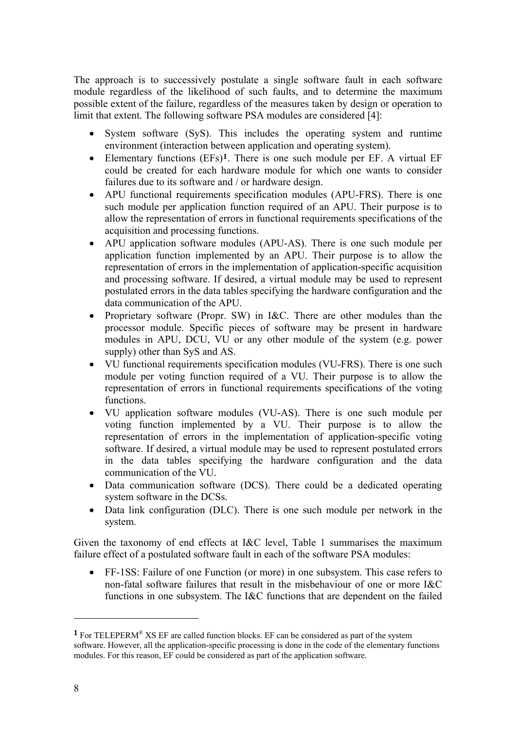The approach is to successively postulate a single software fault in each software module regardless of the likelihood of such faults, and to determine the maximum possible extent of the failure, regardless of the measures taken by design or operation to limit that extent. The following software PSA modules are considered [4]:

- System software (SyS). This includes the operating system and runtime environment (interaction between application and operating system).
- Elementary functions (EFs)[1]. There is one such module per EF. A virtual EF could be created for each hardware module for which one wants to consider failures due to its software and / or hardware design.
- APU functional requirements specification modules (APU-FRS). There is one such module per application function required of an APU. Their purpose is to allow the representation of errors in functional requirements specifications of the acquisition and processing functions.
- APU application software modules (APU-AS). There is one such module per application function implemented by an APU. Their purpose is to allow the representation of errors in the implementation of application-specific acquisition and processing software. If desired, a virtual module may be used to represent postulated errors in the data tables specifying the hardware configuration and the data communication of the APU.
- Proprietary software (Propr. SW) in I&C. There are other modules than the processor module. Specific pieces of software may be present in hardware modules in APU, DCU, VU or any other module of the system (e.g. power supply) other than SyS and AS.
- VU functional requirements specification modules (VU-FRS). There is one such module per voting function required of a VU. Their purpose is to allow the representation of errors in functional requirements specifications of the voting functions.
- VU application software modules (VU-AS). There is one such module per voting function implemented by a VU. Their purpose is to allow the representation of errors in the implementation of application-specific voting software. If desired, a virtual module may be used to represent postulated errors in the data tables specifying the hardware configuration and the data communication of the VU.
- Data communication software (DCS). There could be a dedicated operating system software in the DCSs.
- Data link configuration (DLC). There is one such module per network in the system.

Given the taxonomy of end effects at I&C level, Table 1 summarises the maximum failure effect of a postulated software fault in each of the software PSA modules:

- FF-1SS: Failure of one Function (or more) in one subsystem. This case refers to non-fatal software failures that result in the misbehaviour of one or more I&C functions in one subsystem. The I&C functions that are dependent on the failed

[1] For TELEPERM® XS EF are called function blocks. EF can be considered as part of the system software. However, all the application-specific processing is done in the code of the elementary functions modules. For this reason, EF could be considered as part of the application software.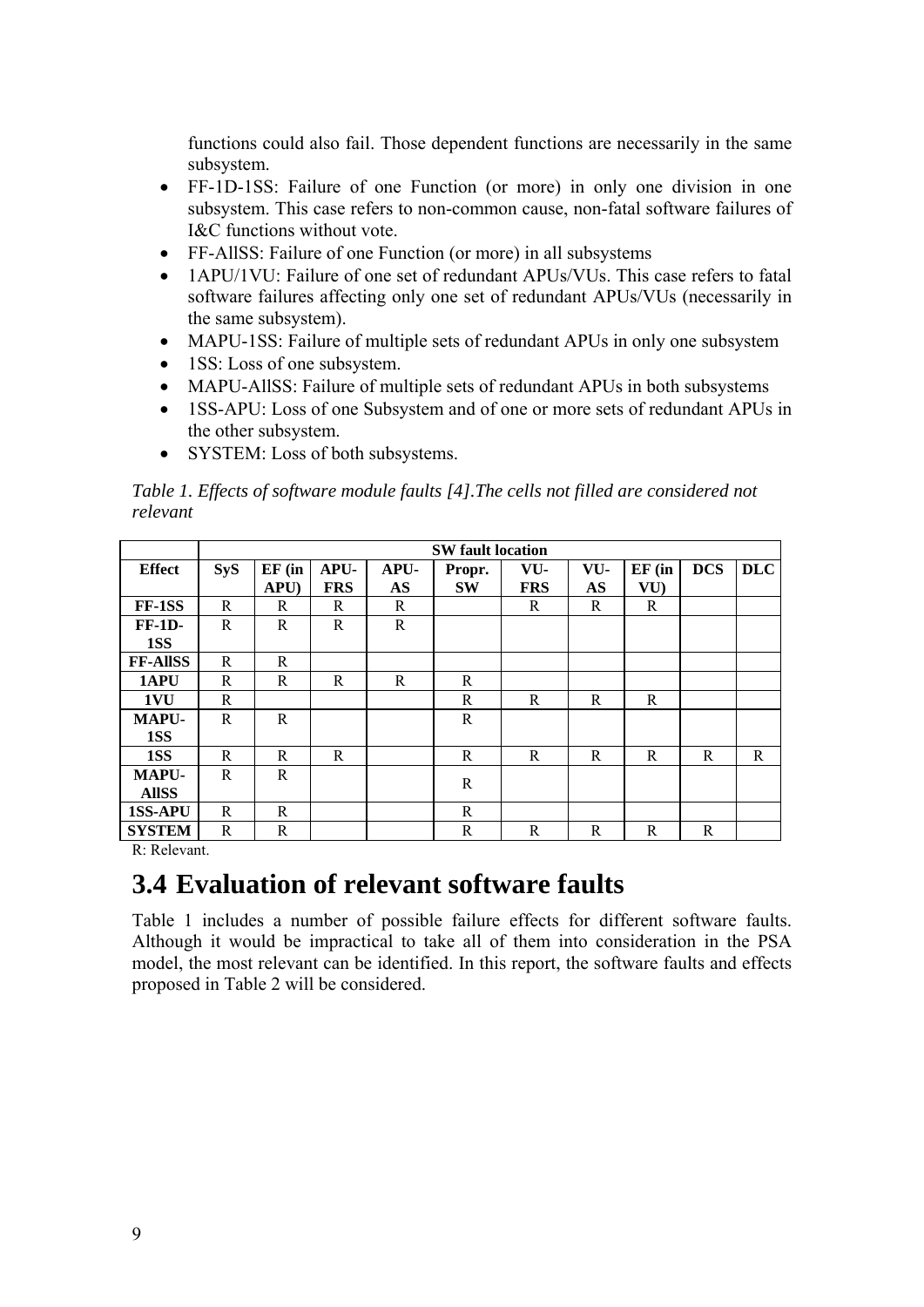functions could also fail. Those dependent functions are necessarily in the same subsystem.

- FF-1D-1SS: Failure of one Function (or more) in only one division in one subsystem. This case refers to non-common cause, non-fatal software failures of I&C functions without vote.
- FF-AllSS: Failure of one Function (or more) in all subsystems
- 1APU/1VU: Failure of one set of redundant APUs/VUs. This case refers to fatal software failures affecting only one set of redundant APUs/VUs (necessarily in the same subsystem).
- MAPU-1SS: Failure of multiple sets of redundant APUs in only one subsystem
- 1SS: Loss of one subsystem.
- MAPU-AllSS: Failure of multiple sets of redundant APUs in both subsystems
- 1SS-APU: Loss of one Subsystem and of one or more sets of redundant APUs in the other subsystem.
- SYSTEM: Loss of both subsystems.

*Table 1. Effects of software module faults [4].The cells not filled are considered not relevant*

| | SW fault location | | | | | | | | | |
|---|---|---|---|---|---|---|---|---|---|---|
| **Effect** | **SyS** | **EF (in APU)** | **APU-FRS** | **APU-AS** | **Propr. SW** | **VU-FRS** | **VU-AS** | **EF (in VU)** | **DCS** | **DLC** |
| **FF-1SS** | R | R | R | R | | R | R | R | | |
| **FF-1D-1SS** | R | R | R | R | | | | | | |
| **FF-AllSS** | R | R | | | | | | | | |
| **1APU** | R | R | R | R | R | | | | | |
| **1VU** | R | | | | R | R | R | R | | |
| **MAPU-1SS** | R | R | | | R | | | | | |
| **1SS** | R | R | R | | R | R | R | R | R | R |
| **MAPU-AllSS** | R | R | | | R | | | | | |
| **1SS-APU** | R | R | | | R | | | | | |
| **SYSTEM** | R | R | | | R | R | R | R | R | |

R: Relevant.

## 3.4 Evaluation of relevant software faults

Table 1 includes a number of possible failure effects for different software faults. Although it would be impractical to take all of them into consideration in the PSA model, the most relevant can be identified. In this report, the software faults and effects proposed in Table 2 will be considered.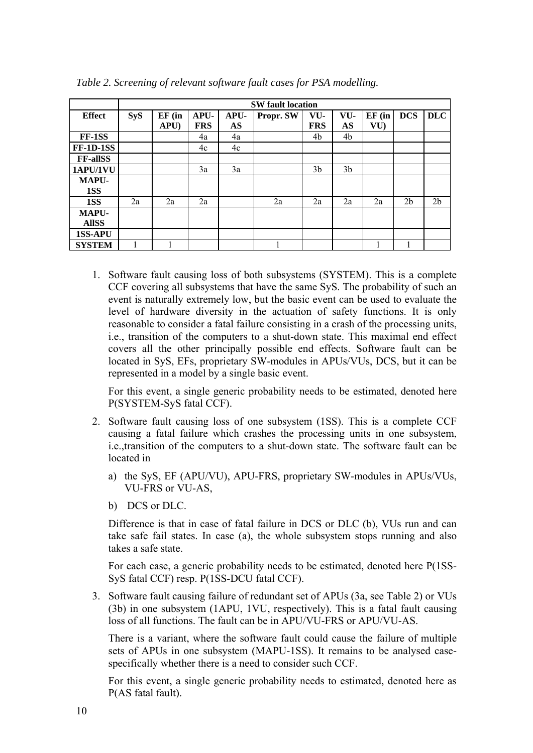*Table 2. Screening of relevant software fault cases for PSA modelling.*

| | SW fault location | | | | | | | | | |
|---|---|---|---|---|---|---|---|---|---|---|
| **Effect** | **SyS** | **EF (in APU)** | **APU-FRS** | **APU-AS** | **Propr. SW** | **VU-FRS** | **VU-AS** | **EF (in VU)** | **DCS** | **DLC** |
| **FF-1SS** | | | 4a | 4a | | 4b | 4b | | | |
| **FF-1D-1SS** | | | 4c | 4c | | | | | | |
| **FF-allSS** | | | | | | | | | | |
| **1APU/1VU** | | | 3a | 3a | | 3b | 3b | | | |
| **MAPU-1SS** | | | | | | | | | | |
| **1SS** | 2a | 2a | 2a | | 2a | 2a | 2a | 2a | 2b | 2b |
| **MAPU-AllSS** | | | | | | | | | | |
| **1SS-APU** | | | | | | | | | | |
| **SYSTEM** | 1 | 1 | | | 1 | | | 1 | 1 | |

1. Software fault causing loss of both subsystems (SYSTEM). This is a complete CCF covering all subsystems that have the same SyS. The probability of such an event is naturally extremely low, but the basic event can be used to evaluate the level of hardware diversity in the actuation of safety functions. It is only reasonable to consider a fatal failure consisting in a crash of the processing units, i.e., transition of the computers to a shut-down state. This maximal end effect covers all the other principally possible end effects. Software fault can be located in SyS, EFs, proprietary SW-modules in APUs/VUs, DCS, but it can be represented in a model by a single basic event.

   For this event, a single generic probability needs to be estimated, denoted here P(SYSTEM-SyS fatal CCF).

2. Software fault causing loss of one subsystem (1SS). This is a complete CCF causing a fatal failure which crashes the processing units in one subsystem, i.e.,transition of the computers to a shut-down state. The software fault can be located in

   a) the SyS, EF (APU/VU), APU-FRS, proprietary SW-modules in APUs/VUs, VU-FRS or VU-AS,

   b) DCS or DLC.

   Difference is that in case of fatal failure in DCS or DLC (b), VUs run and can take safe fail states. In case (a), the whole subsystem stops running and also takes a safe state.

   For each case, a generic probability needs to be estimated, denoted here P(1SS-SyS fatal CCF) resp. P(1SS-DCU fatal CCF).

3. Software fault causing failure of redundant set of APUs (3a, see Table 2) or VUs (3b) in one subsystem (1APU, 1VU, respectively). This is a fatal fault causing loss of all functions. The fault can be in APU/VU-FRS or APU/VU-AS.

   There is a variant, where the software fault could cause the failure of multiple sets of APUs in one subsystem (MAPU-1SS). It remains to be analysed case-specifically whether there is a need to consider such CCF.

   For this event, a single generic probability needs to estimated, denoted here as P(AS fatal fault).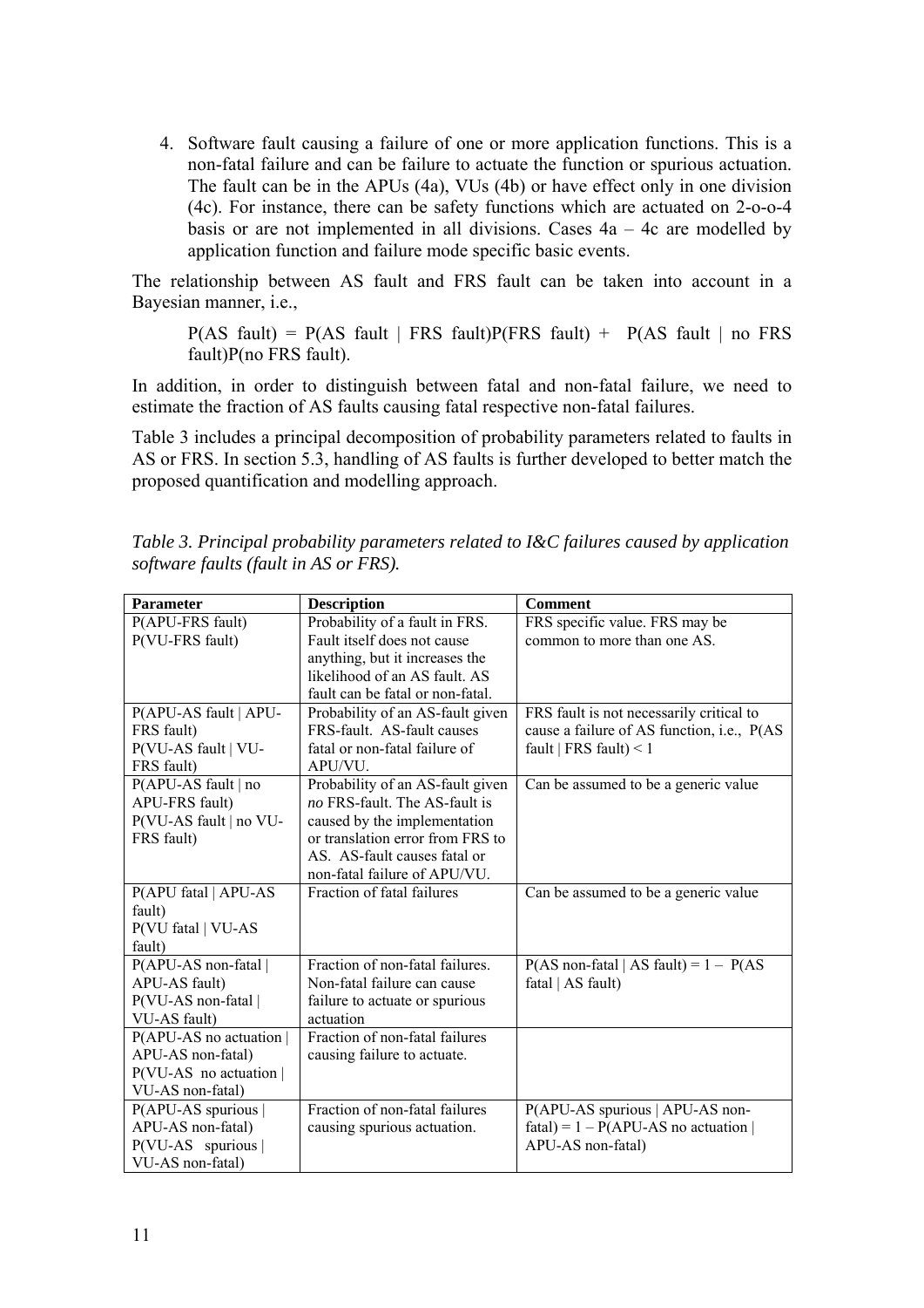4. Software fault causing a failure of one or more application functions. This is a non-fatal failure and can be failure to actuate the function or spurious actuation. The fault can be in the APUs (4a), VUs (4b) or have effect only in one division (4c). For instance, there can be safety functions which are actuated on 2-o-o-4 basis or are not implemented in all divisions. Cases 4a – 4c are modelled by application function and failure mode specific basic events.

The relationship between AS fault and FRS fault can be taken into account in a Bayesian manner, i.e.,

P(AS fault) = P(AS fault | FRS fault)P(FRS fault) + P(AS fault | no FRS fault)P(no FRS fault).

In addition, in order to distinguish between fatal and non-fatal failure, we need to estimate the fraction of AS faults causing fatal respective non-fatal failures.

Table 3 includes a principal decomposition of probability parameters related to faults in AS or FRS. In section 5.3, handling of AS faults is further developed to better match the proposed quantification and modelling approach.

*Table 3. Principal probability parameters related to I&C failures caused by application software faults (fault in AS or FRS).*

| **Parameter** | **Description** | **Comment** |
|---|---|---|
| P(APU-FRS fault)<br>P(VU-FRS fault) | Probability of a fault in FRS. Fault itself does not cause anything, but it increases the likelihood of an AS fault. AS fault can be fatal or non-fatal. | FRS specific value. FRS may be common to more than one AS. |
| P(APU-AS fault \| APU-FRS fault)<br>P(VU-AS fault \| VU-FRS fault) | Probability of an AS-fault given FRS-fault. AS-fault causes fatal or non-fatal failure of APU/VU. | FRS fault is not necessarily critical to cause a failure of AS function, i.e., P(AS fault \| FRS fault) < 1 |
| P(APU-AS fault \| no APU-FRS fault)<br>P(VU-AS fault \| no VU-FRS fault) | Probability of an AS-fault given *no* FRS-fault. The AS-fault is caused by the implementation or translation error from FRS to AS. AS-fault causes fatal or non-fatal failure of APU/VU. | Can be assumed to be a generic value |
| P(APU fatal \| APU-AS fault)<br>P(VU fatal \| VU-AS fault) | Fraction of fatal failures | Can be assumed to be a generic value |
| P(APU-AS non-fatal \| APU-AS fault)<br>P(VU-AS non-fatal \| VU-AS fault) | Fraction of non-fatal failures. Non-fatal failure can cause failure to actuate or spurious actuation | P(AS non-fatal \| AS fault) = 1 – P(AS fatal \| AS fault) |
| P(APU-AS no actuation \| APU-AS non-fatal)<br>P(VU-AS no actuation \| VU-AS non-fatal) | Fraction of non-fatal failures causing failure to actuate. | |
| P(APU-AS spurious \| APU-AS non-fatal)<br>P(VU-AS spurious \| VU-AS non-fatal) | Fraction of non-fatal failures causing spurious actuation. | P(APU-AS spurious \| APU-AS non-fatal) = 1 – P(APU-AS no actuation \| APU-AS non-fatal) |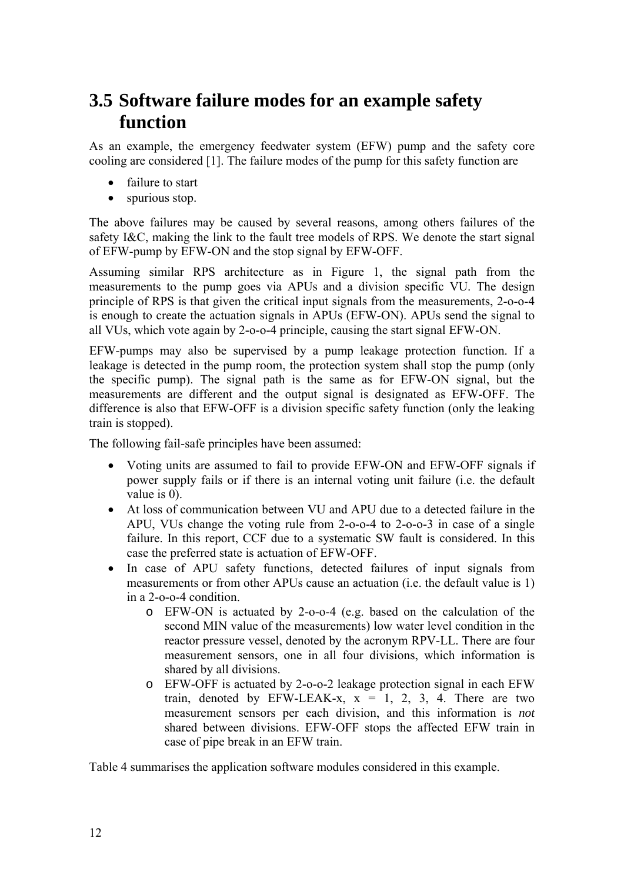## 3.5 Software failure modes for an example safety function

As an example, the emergency feedwater system (EFW) pump and the safety core cooling are considered [1]. The failure modes of the pump for this safety function are

- failure to start
- spurious stop.

The above failures may be caused by several reasons, among others failures of the safety I&C, making the link to the fault tree models of RPS. We denote the start signal of EFW-pump by EFW-ON and the stop signal by EFW-OFF.

Assuming similar RPS architecture as in Figure 1, the signal path from the measurements to the pump goes via APUs and a division specific VU. The design principle of RPS is that given the critical input signals from the measurements, 2-o-o-4 is enough to create the actuation signals in APUs (EFW-ON). APUs send the signal to all VUs, which vote again by 2-o-o-4 principle, causing the start signal EFW-ON.

EFW-pumps may also be supervised by a pump leakage protection function. If a leakage is detected in the pump room, the protection system shall stop the pump (only the specific pump). The signal path is the same as for EFW-ON signal, but the measurements are different and the output signal is designated as EFW-OFF. The difference is also that EFW-OFF is a division specific safety function (only the leaking train is stopped).

The following fail-safe principles have been assumed:

- Voting units are assumed to fail to provide EFW-ON and EFW-OFF signals if power supply fails or if there is an internal voting unit failure (i.e. the default value is 0).
- At loss of communication between VU and APU due to a detected failure in the APU, VUs change the voting rule from 2-o-o-4 to 2-o-o-3 in case of a single failure. In this report, CCF due to a systematic SW fault is considered. In this case the preferred state is actuation of EFW-OFF.
- In case of APU safety functions, detected failures of input signals from measurements or from other APUs cause an actuation (i.e. the default value is 1) in a 2-o-o-4 condition.
  - EFW-ON is actuated by 2-o-o-4 (e.g. based on the calculation of the second MIN value of the measurements) low water level condition in the reactor pressure vessel, denoted by the acronym RPV-LL. There are four measurement sensors, one in all four divisions, which information is shared by all divisions.
  - EFW-OFF is actuated by 2-o-o-2 leakage protection signal in each EFW train, denoted by EFW-LEAK-x, x = 1, 2, 3, 4. There are two measurement sensors per each division, and this information is *not* shared between divisions. EFW-OFF stops the affected EFW train in case of pipe break in an EFW train.

Table 4 summarises the application software modules considered in this example.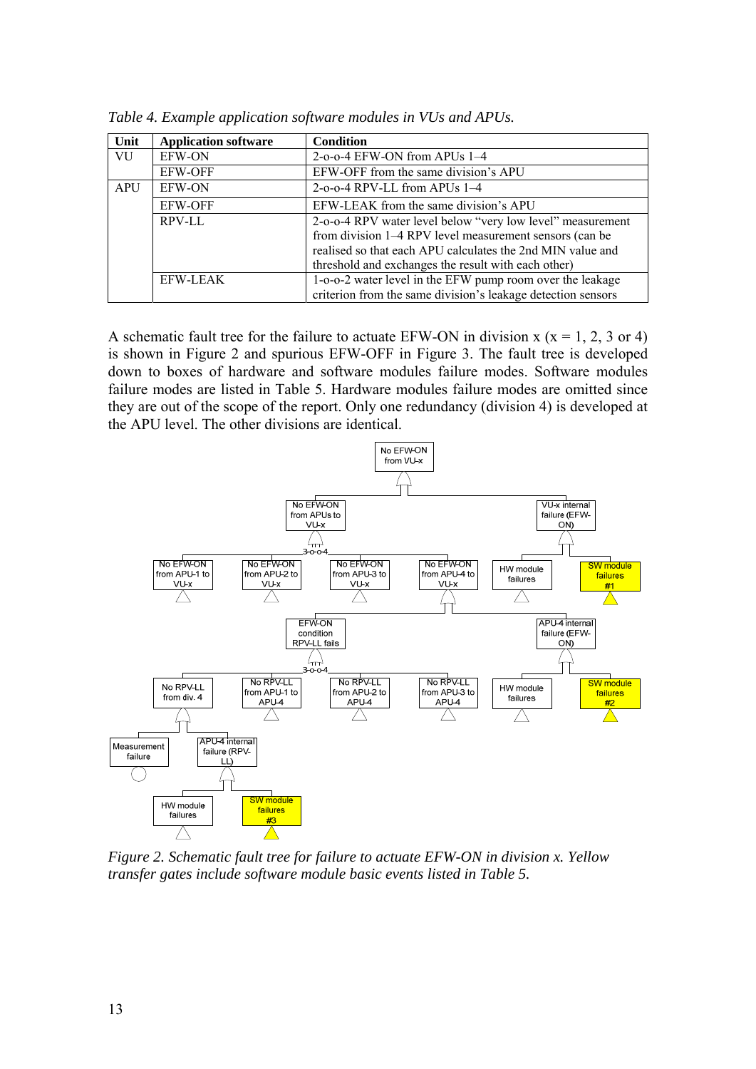*Table 4. Example application software modules in VUs and APUs.*

| Unit | Application software | Condition |
|---|---|---|
| VU | EFW-ON | 2-o-o-4 EFW-ON from APUs 1–4 |
| | EFW-OFF | EFW-OFF from the same division's APU |
| APU | EFW-ON | 2-o-o-4 RPV-LL from APUs 1–4 |
| | EFW-OFF | EFW-LEAK from the same division's APU |
| | RPV-LL | 2-o-o-4 RPV water level below "very low level" measurement from division 1–4 RPV level measurement sensors (can be realised so that each APU calculates the 2nd MIN value and threshold and exchanges the result with each other) |
| | EFW-LEAK | 1-o-o-2 water level in the EFW pump room over the leakage criterion from the same division's leakage detection sensors |

A schematic fault tree for the failure to actuate EFW-ON in division x (x = 1, 2, 3 or 4) is shown in Figure 2 and spurious EFW-OFF in Figure 3. The fault tree is developed down to boxes of hardware and software modules failure modes. Software modules failure modes are listed in Table 5. Hardware modules failure modes are omitted since they are out of the scope of the report. Only one redundancy (division 4) is developed at the APU level. The other divisions are identical.

*Figure 2. Schematic fault tree for failure to actuate EFW-ON in division x. Yellow transfer gates include software module basic events listed in Table 5.*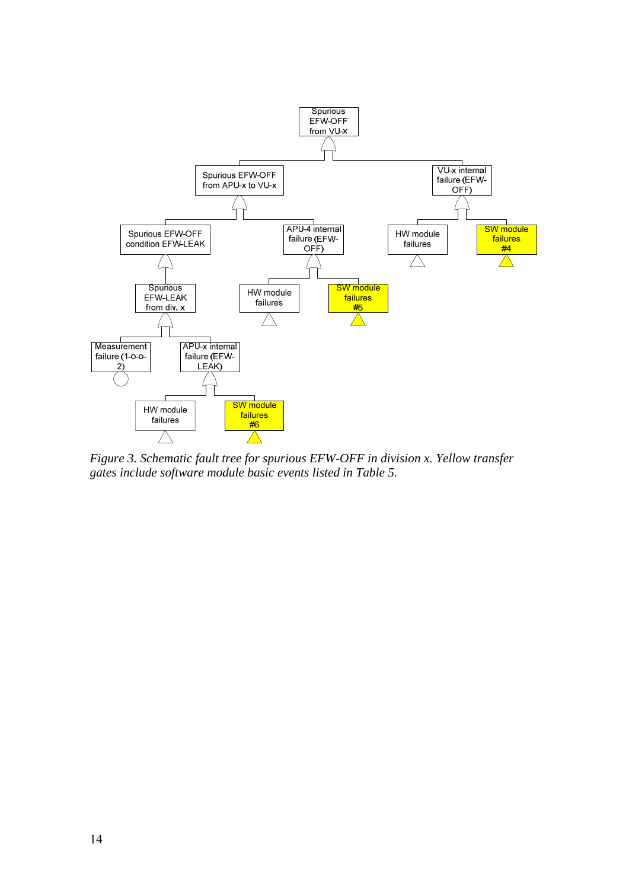*Figure 3. Schematic fault tree for spurious EFW-OFF in division x. Yellow transfer gates include software module basic events listed in Table 5.*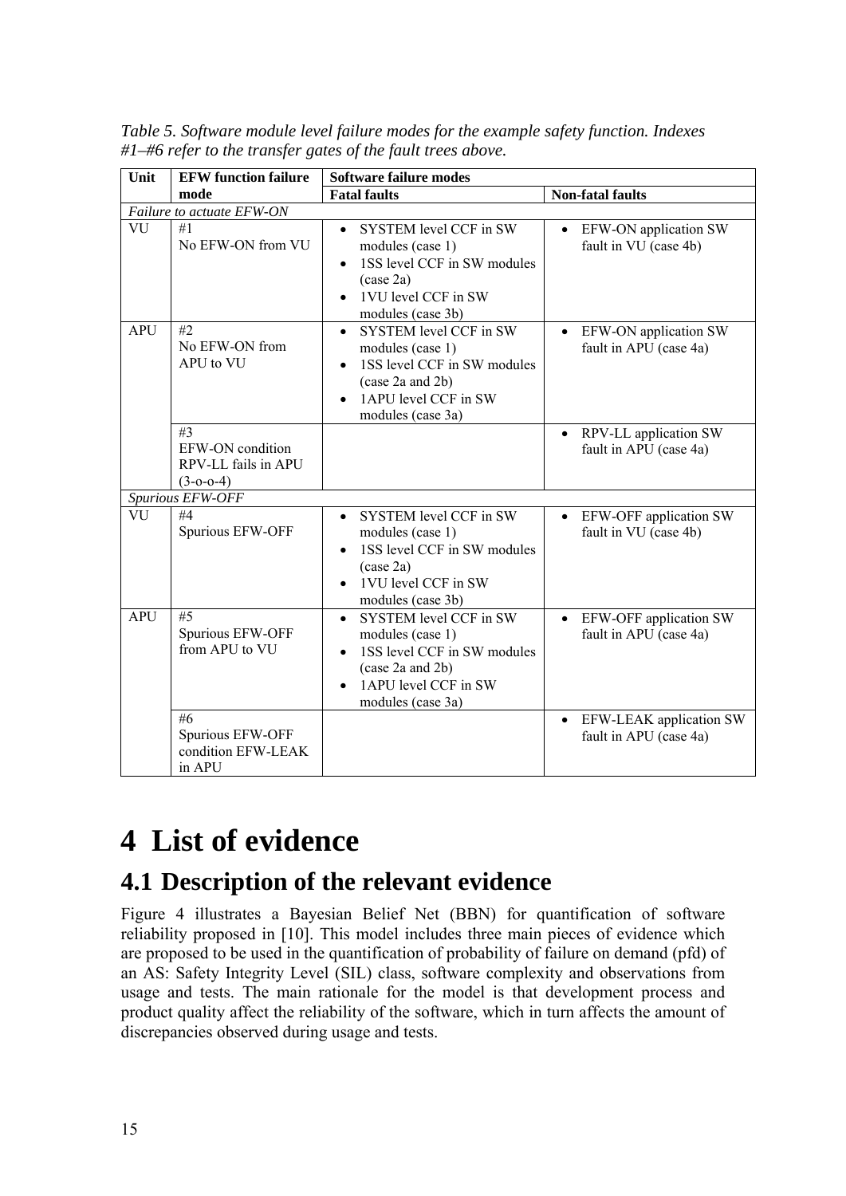*Table 5. Software module level failure modes for the example safety function. Indexes #1–#6 refer to the transfer gates of the fault trees above.*

| Unit | EFW function failure mode | Software failure modes | |
|---|---|---|---|
| | | **Fatal faults** | **Non-fatal faults** |
| *Failure to actuate EFW-ON* | | | |
| VU | #1<br>No EFW-ON from VU | • SYSTEM level CCF in SW modules (case 1)<br>• 1SS level CCF in SW modules (case 2a)<br>• 1VU level CCF in SW modules (case 3b) | • EFW-ON application SW fault in VU (case 4b) |
| APU | #2<br>No EFW-ON from APU to VU | • SYSTEM level CCF in SW modules (case 1)<br>• 1SS level CCF in SW modules (case 2a and 2b)<br>• 1APU level CCF in SW modules (case 3a) | • EFW-ON application SW fault in APU (case 4a) |
| | #3<br>EFW-ON condition RPV-LL fails in APU (3-o-o-4) | | • RPV-LL application SW fault in APU (case 4a) |
| *Spurious EFW-OFF* | | | |
| VU | #4<br>Spurious EFW-OFF | • SYSTEM level CCF in SW modules (case 1)<br>• 1SS level CCF in SW modules (case 2a)<br>• 1VU level CCF in SW modules (case 3b) | • EFW-OFF application SW fault in VU (case 4b) |
| APU | #5<br>Spurious EFW-OFF from APU to VU | • SYSTEM level CCF in SW modules (case 1)<br>• 1SS level CCF in SW modules (case 2a and 2b)<br>• 1APU level CCF in SW modules (case 3a) | • EFW-OFF application SW fault in APU (case 4a) |
| | #6<br>Spurious EFW-OFF condition EFW-LEAK in APU | | • EFW-LEAK application SW fault in APU (case 4a) |

# 4 List of evidence

## 4.1 Description of the relevant evidence

Figure 4 illustrates a Bayesian Belief Net (BBN) for quantification of software reliability proposed in [10]. This model includes three main pieces of evidence which are proposed to be used in the quantification of probability of failure on demand (pfd) of an AS: Safety Integrity Level (SIL) class, software complexity and observations from usage and tests. The main rationale for the model is that development process and product quality affect the reliability of the software, which in turn affects the amount of discrepancies observed during usage and tests.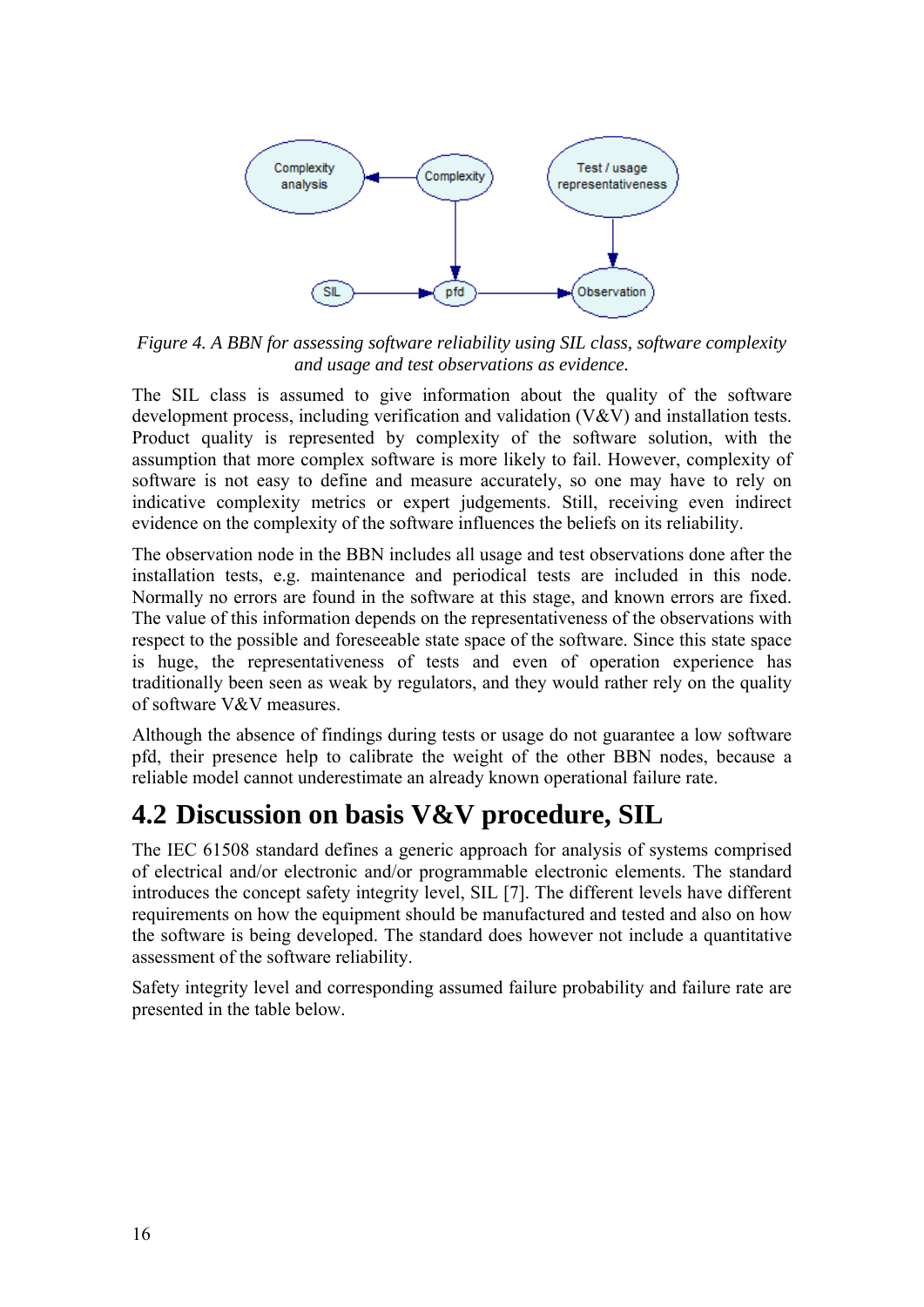*Figure 4. A BBN for assessing software reliability using SIL class, software complexity and usage and test observations as evidence.*

The SIL class is assumed to give information about the quality of the software development process, including verification and validation (V&V) and installation tests. Product quality is represented by complexity of the software solution, with the assumption that more complex software is more likely to fail. However, complexity of software is not easy to define and measure accurately, so one may have to rely on indicative complexity metrics or expert judgements. Still, receiving even indirect evidence on the complexity of the software influences the beliefs on its reliability.

The observation node in the BBN includes all usage and test observations done after the installation tests, e.g. maintenance and periodical tests are included in this node. Normally no errors are found in the software at this stage, and known errors are fixed. The value of this information depends on the representativeness of the observations with respect to the possible and foreseeable state space of the software. Since this state space is huge, the representativeness of tests and even of operation experience has traditionally been seen as weak by regulators, and they would rather rely on the quality of software V&V measures.

Although the absence of findings during tests or usage do not guarantee a low software pfd, their presence help to calibrate the weight of the other BBN nodes, because a reliable model cannot underestimate an already known operational failure rate.

## 4.2 Discussion on basis V&V procedure, SIL

The IEC 61508 standard defines a generic approach for analysis of systems comprised of electrical and/or electronic and/or programmable electronic elements. The standard introduces the concept safety integrity level, SIL [7]. The different levels have different requirements on how the equipment should be manufactured and tested and also on how the software is being developed. The standard does however not include a quantitative assessment of the software reliability.

Safety integrity level and corresponding assumed failure probability and failure rate are presented in the table below.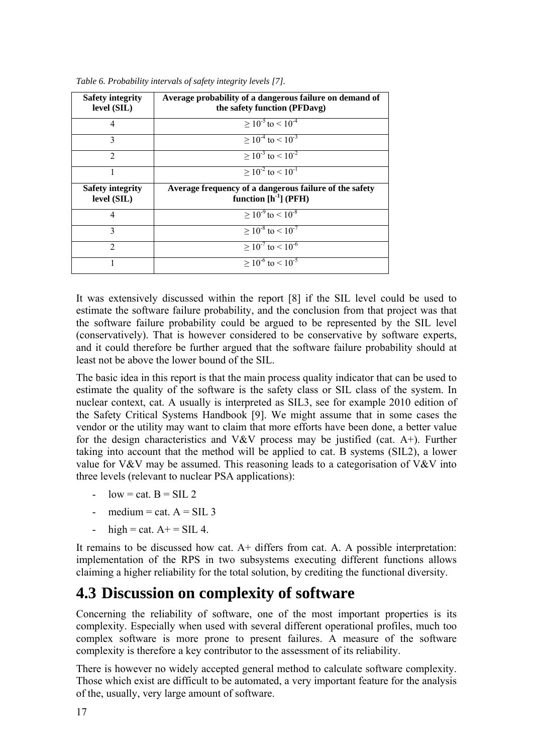*Table 6. Probability intervals of safety integrity levels [7].*

| Safety integrity level (SIL) | Average probability of a dangerous failure on demand of the safety function (PFDavg) |
|---|---|
| 4 | $\geq 10^{-5}$ to $< 10^{-4}$ |
| 3 | $\geq 10^{-4}$ to $< 10^{-3}$ |
| 2 | $\geq 10^{-3}$ to $< 10^{-2}$ |
| 1 | $\geq 10^{-2}$ to $< 10^{-1}$ |
| **Safety integrity level (SIL)** | **Average frequency of a dangerous failure of the safety function [$h^{-1}$] (PFH)** |
| 4 | $\geq 10^{-9}$ to $< 10^{-8}$ |
| 3 | $\geq 10^{-8}$ to $< 10^{-7}$ |
| 2 | $\geq 10^{-7}$ to $< 10^{-6}$ |
| 1 | $\geq 10^{-6}$ to $< 10^{-5}$ |

It was extensively discussed within the report [8] if the SIL level could be used to estimate the software failure probability, and the conclusion from that project was that the software failure probability could be argued to be represented by the SIL level (conservatively). That is however considered to be conservative by software experts, and it could therefore be further argued that the software failure probability should at least not be above the lower bound of the SIL.

The basic idea in this report is that the main process quality indicator that can be used to estimate the quality of the software is the safety class or SIL class of the system. In nuclear context, cat. A usually is interpreted as SIL3, see for example 2010 edition of the Safety Critical Systems Handbook [9]. We might assume that in some cases the vendor or the utility may want to claim that more efforts have been done, a better value for the design characteristics and V&V process may be justified (cat. A+). Further taking into account that the method will be applied to cat. B systems (SIL2), a lower value for V&V may be assumed. This reasoning leads to a categorisation of V&V into three levels (relevant to nuclear PSA applications):

- low = cat. B = SIL 2
- medium = cat. A = SIL 3
- high = cat. A+ = SIL 4.

It remains to be discussed how cat. A+ differs from cat. A. A possible interpretation: implementation of the RPS in two subsystems executing different functions allows claiming a higher reliability for the total solution, by crediting the functional diversity.

## 4.3 Discussion on complexity of software

Concerning the reliability of software, one of the most important properties is its complexity. Especially when used with several different operational profiles, much too complex software is more prone to present failures. A measure of the software complexity is therefore a key contributor to the assessment of its reliability.

There is however no widely accepted general method to calculate software complexity. Those which exist are difficult to be automated, a very important feature for the analysis of the, usually, very large amount of software.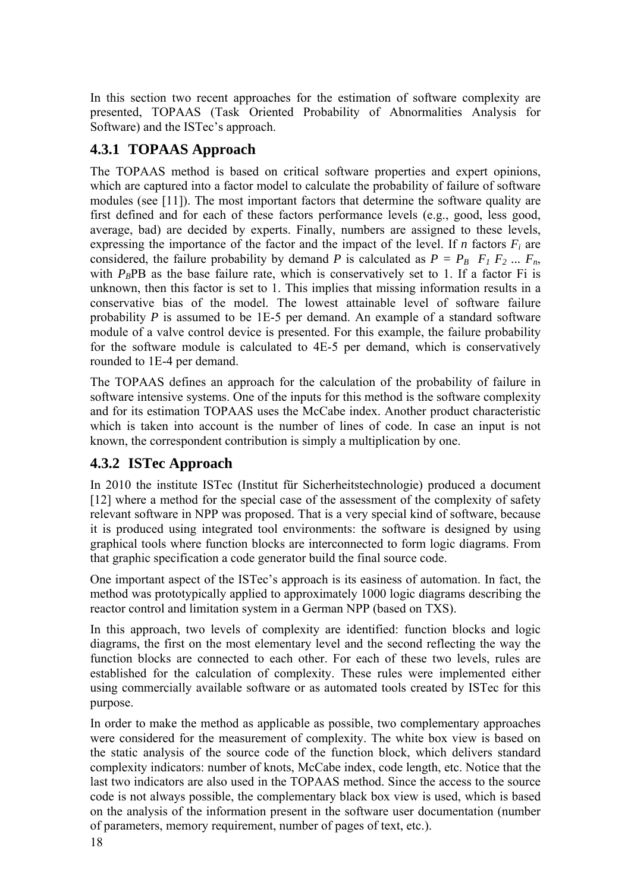In this section two recent approaches for the estimation of software complexity are presented, TOPAAS (Task Oriented Probability of Abnormalities Analysis for Software) and the ISTec's approach.

### 4.3.1 TOPAAS Approach

The TOPAAS method is based on critical software properties and expert opinions, which are captured into a factor model to calculate the probability of failure of software modules (see [11]). The most important factors that determine the software quality are first defined and for each of these factors performance levels (e.g., good, less good, average, bad) are decided by experts. Finally, numbers are assigned to these levels, expressing the importance of the factor and the impact of the level. If $n$ factors $F_i$ are considered, the failure probability by demand $P$ is calculated as $P = P_B \ F_1 F_2 \ldots F_n$, with $P_B$PB as the base failure rate, which is conservatively set to 1. If a factor Fi is unknown, then this factor is set to 1. This implies that missing information results in a conservative bias of the model. The lowest attainable level of software failure probability $P$ is assumed to be 1E-5 per demand. An example of a standard software module of a valve control device is presented. For this example, the failure probability for the software module is calculated to 4E-5 per demand, which is conservatively rounded to 1E-4 per demand.

The TOPAAS defines an approach for the calculation of the probability of failure in software intensive systems. One of the inputs for this method is the software complexity and for its estimation TOPAAS uses the McCabe index. Another product characteristic which is taken into account is the number of lines of code. In case an input is not known, the correspondent contribution is simply a multiplication by one.

### 4.3.2 ISTec Approach

In 2010 the institute ISTec (Institut für Sicherheitstechnologie) produced a document [12] where a method for the special case of the assessment of the complexity of safety relevant software in NPP was proposed. That is a very special kind of software, because it is produced using integrated tool environments: the software is designed by using graphical tools where function blocks are interconnected to form logic diagrams. From that graphic specification a code generator build the final source code.

One important aspect of the ISTec's approach is its easiness of automation. In fact, the method was prototypically applied to approximately 1000 logic diagrams describing the reactor control and limitation system in a German NPP (based on TXS).

In this approach, two levels of complexity are identified: function blocks and logic diagrams, the first on the most elementary level and the second reflecting the way the function blocks are connected to each other. For each of these two levels, rules are established for the calculation of complexity. These rules were implemented either using commercially available software or as automated tools created by ISTec for this purpose.

In order to make the method as applicable as possible, two complementary approaches were considered for the measurement of complexity. The white box view is based on the static analysis of the source code of the function block, which delivers standard complexity indicators: number of knots, McCabe index, code length, etc. Notice that the last two indicators are also used in the TOPAAS method. Since the access to the source code is not always possible, the complementary black box view is used, which is based on the analysis of the information present in the software user documentation (number of parameters, memory requirement, number of pages of text, etc.).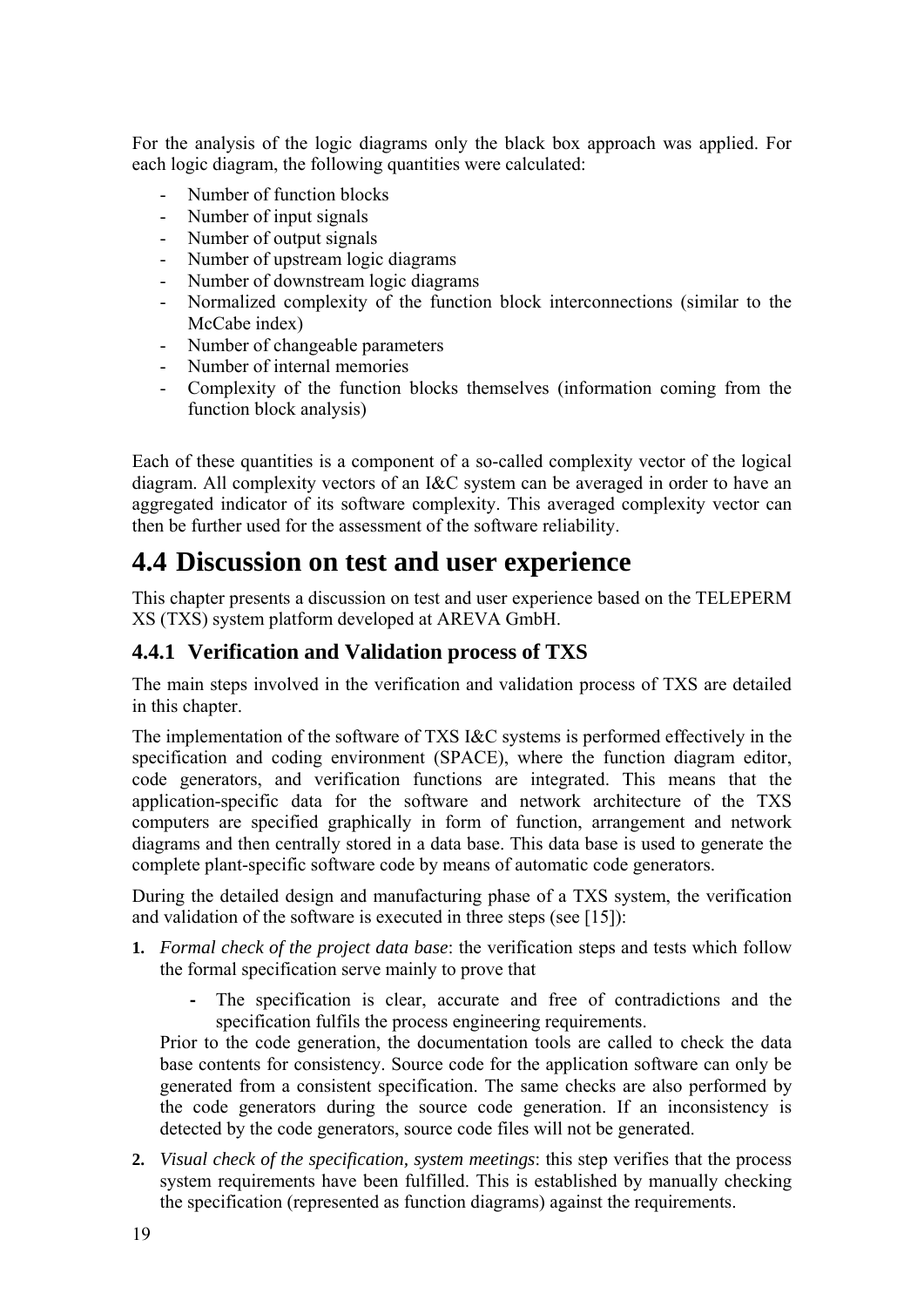For the analysis of the logic diagrams only the black box approach was applied. For each logic diagram, the following quantities were calculated:

- Number of function blocks
- Number of input signals
- Number of output signals
- Number of upstream logic diagrams
- Number of downstream logic diagrams
- Normalized complexity of the function block interconnections (similar to the McCabe index)
- Number of changeable parameters
- Number of internal memories
- Complexity of the function blocks themselves (information coming from the function block analysis)

Each of these quantities is a component of a so-called complexity vector of the logical diagram. All complexity vectors of an I&C system can be averaged in order to have an aggregated indicator of its software complexity. This averaged complexity vector can then be further used for the assessment of the software reliability.

## 4.4 Discussion on test and user experience

This chapter presents a discussion on test and user experience based on the TELEPERM XS (TXS) system platform developed at AREVA GmbH.

### 4.4.1 Verification and Validation process of TXS

The main steps involved in the verification and validation process of TXS are detailed in this chapter.

The implementation of the software of TXS I&C systems is performed effectively in the specification and coding environment (SPACE), where the function diagram editor, code generators, and verification functions are integrated. This means that the application-specific data for the software and network architecture of the TXS computers are specified graphically in form of function, arrangement and network diagrams and then centrally stored in a data base. This data base is used to generate the complete plant-specific software code by means of automatic code generators.

During the detailed design and manufacturing phase of a TXS system, the verification and validation of the software is executed in three steps (see [15]):

1. *Formal check of the project data base*: the verification steps and tests which follow the formal specification serve mainly to prove that

    - The specification is clear, accurate and free of contradictions and the specification fulfils the process engineering requirements.

    Prior to the code generation, the documentation tools are called to check the data base contents for consistency. Source code for the application software can only be generated from a consistent specification. The same checks are also performed by the code generators during the source code generation. If an inconsistency is detected by the code generators, source code files will not be generated.

2. *Visual check of the specification, system meetings*: this step verifies that the process system requirements have been fulfilled. This is established by manually checking the specification (represented as function diagrams) against the requirements.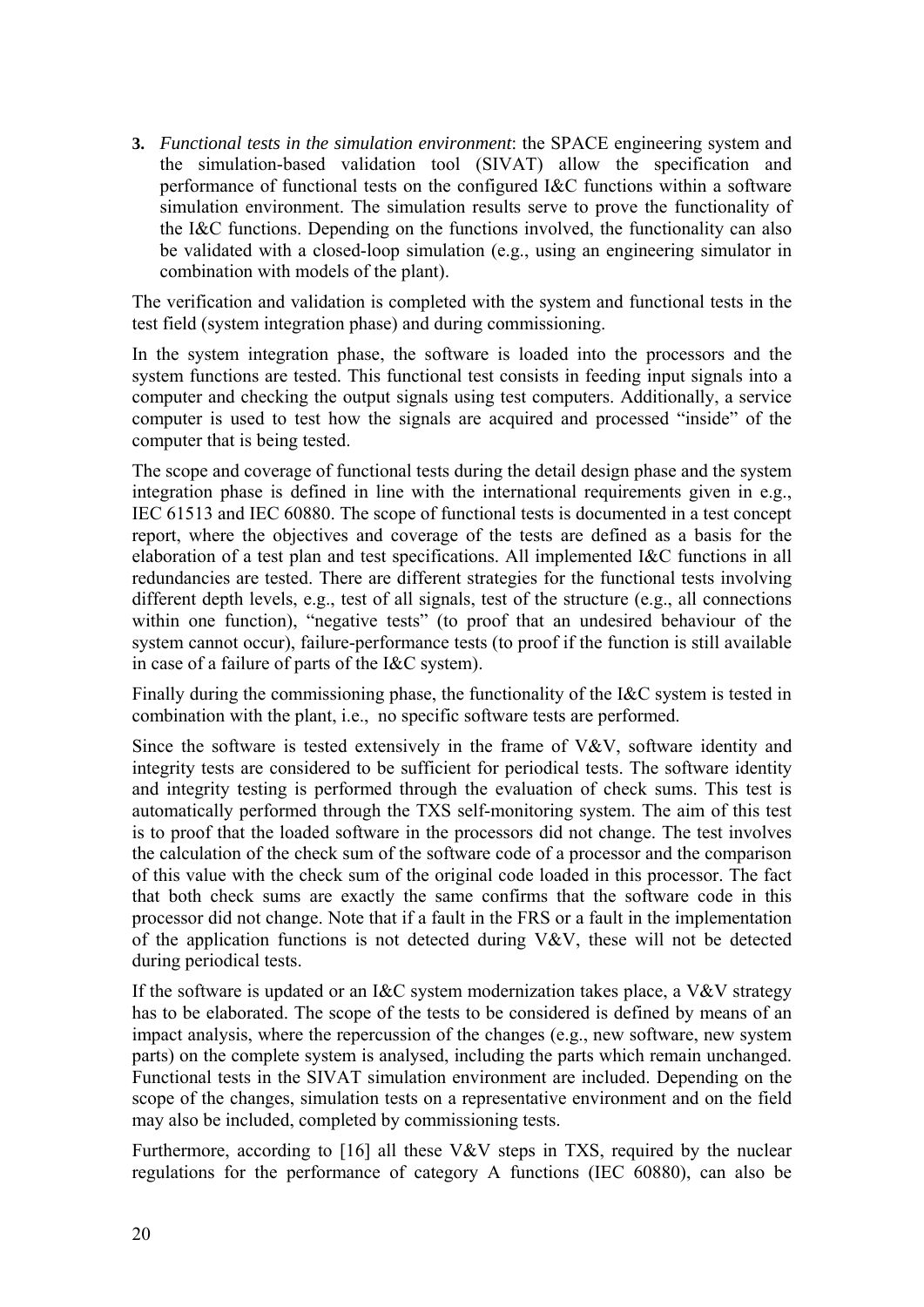3. *Functional tests in the simulation environment*: the SPACE engineering system and the simulation-based validation tool (SIVAT) allow the specification and performance of functional tests on the configured I&C functions within a software simulation environment. The simulation results serve to prove the functionality of the I&C functions. Depending on the functions involved, the functionality can also be validated with a closed-loop simulation (e.g., using an engineering simulator in combination with models of the plant).

The verification and validation is completed with the system and functional tests in the test field (system integration phase) and during commissioning.

In the system integration phase, the software is loaded into the processors and the system functions are tested. This functional test consists in feeding input signals into a computer and checking the output signals using test computers. Additionally, a service computer is used to test how the signals are acquired and processed "inside" of the computer that is being tested.

The scope and coverage of functional tests during the detail design phase and the system integration phase is defined in line with the international requirements given in e.g., IEC 61513 and IEC 60880. The scope of functional tests is documented in a test concept report, where the objectives and coverage of the tests are defined as a basis for the elaboration of a test plan and test specifications. All implemented I&C functions in all redundancies are tested. There are different strategies for the functional tests involving different depth levels, e.g., test of all signals, test of the structure (e.g., all connections within one function), "negative tests" (to proof that an undesired behaviour of the system cannot occur), failure-performance tests (to proof if the function is still available in case of a failure of parts of the I&C system).

Finally during the commissioning phase, the functionality of the I&C system is tested in combination with the plant, i.e., no specific software tests are performed.

Since the software is tested extensively in the frame of V&V, software identity and integrity tests are considered to be sufficient for periodical tests. The software identity and integrity testing is performed through the evaluation of check sums. This test is automatically performed through the TXS self-monitoring system. The aim of this test is to proof that the loaded software in the processors did not change. The test involves the calculation of the check sum of the software code of a processor and the comparison of this value with the check sum of the original code loaded in this processor. The fact that both check sums are exactly the same confirms that the software code in this processor did not change. Note that if a fault in the FRS or a fault in the implementation of the application functions is not detected during V&V, these will not be detected during periodical tests.

If the software is updated or an I&C system modernization takes place, a V&V strategy has to be elaborated. The scope of the tests to be considered is defined by means of an impact analysis, where the repercussion of the changes (e.g., new software, new system parts) on the complete system is analysed, including the parts which remain unchanged. Functional tests in the SIVAT simulation environment are included. Depending on the scope of the changes, simulation tests on a representative environment and on the field may also be included, completed by commissioning tests.

Furthermore, according to [16] all these V&V steps in TXS, required by the nuclear regulations for the performance of category A functions (IEC 60880), can also be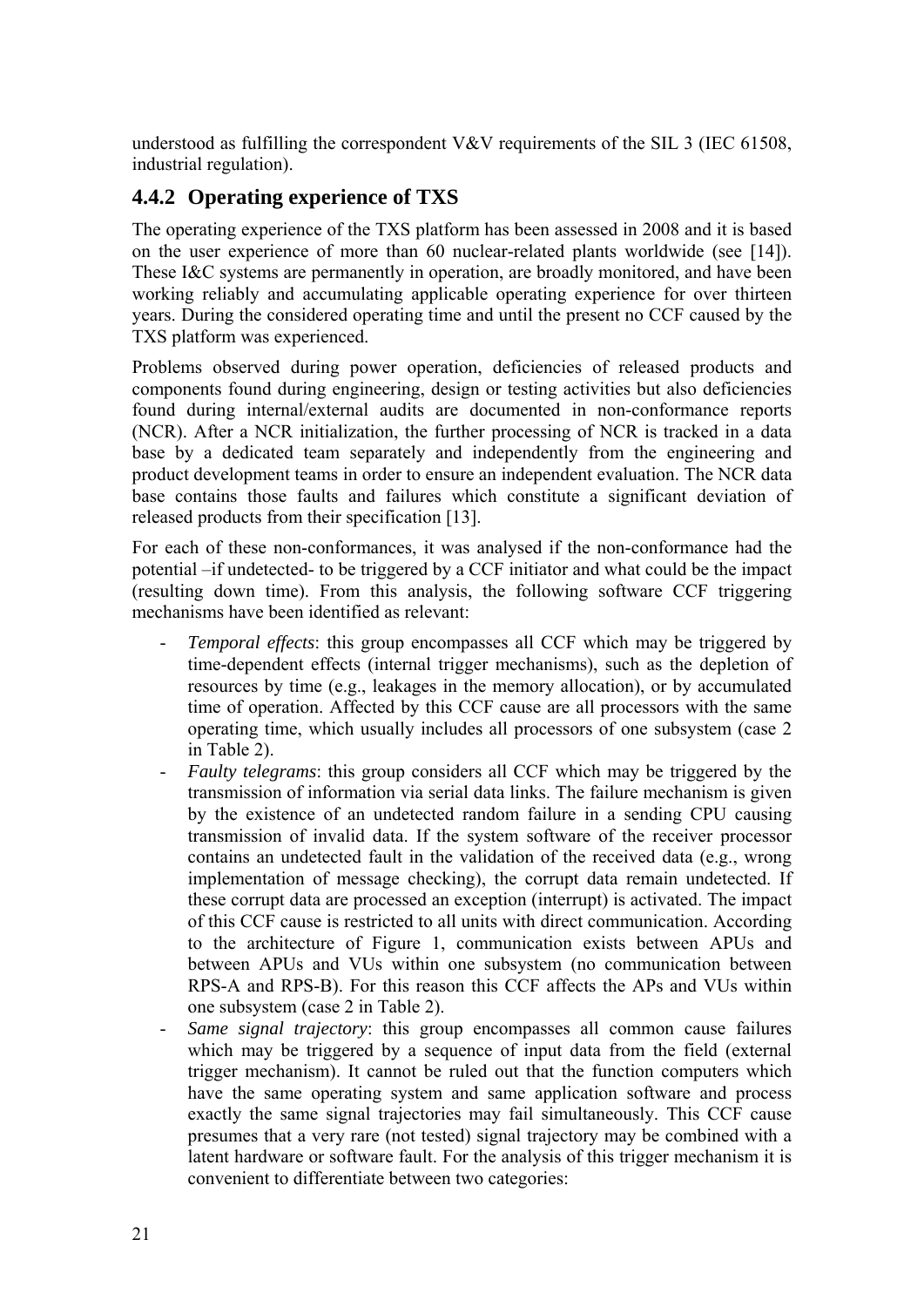understood as fulfilling the correspondent V&V requirements of the SIL 3 (IEC 61508, industrial regulation).

### 4.4.2 Operating experience of TXS

The operating experience of the TXS platform has been assessed in 2008 and it is based on the user experience of more than 60 nuclear-related plants worldwide (see [14]). These I&C systems are permanently in operation, are broadly monitored, and have been working reliably and accumulating applicable operating experience for over thirteen years. During the considered operating time and until the present no CCF caused by the TXS platform was experienced.

Problems observed during power operation, deficiencies of released products and components found during engineering, design or testing activities but also deficiencies found during internal/external audits are documented in non-conformance reports (NCR). After a NCR initialization, the further processing of NCR is tracked in a data base by a dedicated team separately and independently from the engineering and product development teams in order to ensure an independent evaluation. The NCR data base contains those faults and failures which constitute a significant deviation of released products from their specification [13].

For each of these non-conformances, it was analysed if the non-conformance had the potential –if undetected- to be triggered by a CCF initiator and what could be the impact (resulting down time). From this analysis, the following software CCF triggering mechanisms have been identified as relevant:

- *Temporal effects*: this group encompasses all CCF which may be triggered by time-dependent effects (internal trigger mechanisms), such as the depletion of resources by time (e.g., leakages in the memory allocation), or by accumulated time of operation. Affected by this CCF cause are all processors with the same operating time, which usually includes all processors of one subsystem (case 2 in Table 2).
- *Faulty telegrams*: this group considers all CCF which may be triggered by the transmission of information via serial data links. The failure mechanism is given by the existence of an undetected random failure in a sending CPU causing transmission of invalid data. If the system software of the receiver processor contains an undetected fault in the validation of the received data (e.g., wrong implementation of message checking), the corrupt data remain undetected. If these corrupt data are processed an exception (interrupt) is activated. The impact of this CCF cause is restricted to all units with direct communication. According to the architecture of Figure 1, communication exists between APUs and between APUs and VUs within one subsystem (no communication between RPS-A and RPS-B). For this reason this CCF affects the APs and VUs within one subsystem (case 2 in Table 2).
- *Same signal trajectory*: this group encompasses all common cause failures which may be triggered by a sequence of input data from the field (external trigger mechanism). It cannot be ruled out that the function computers which have the same operating system and same application software and process exactly the same signal trajectories may fail simultaneously. This CCF cause presumes that a very rare (not tested) signal trajectory may be combined with a latent hardware or software fault. For the analysis of this trigger mechanism it is convenient to differentiate between two categories: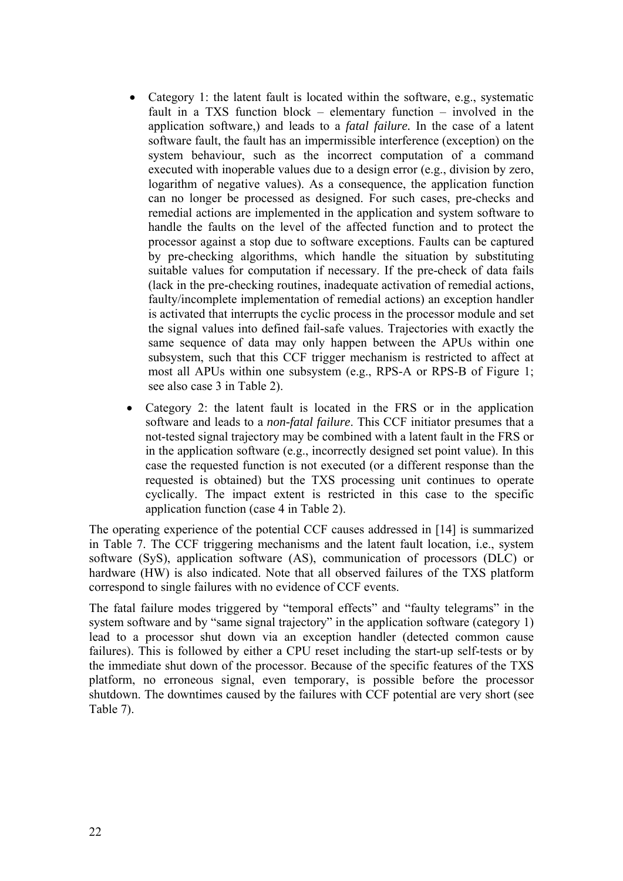- Category 1: the latent fault is located within the software, e.g., systematic fault in a TXS function block – elementary function – involved in the application software,) and leads to a *fatal failure.* In the case of a latent software fault, the fault has an impermissible interference (exception) on the system behaviour, such as the incorrect computation of a command executed with inoperable values due to a design error (e.g., division by zero, logarithm of negative values). As a consequence, the application function can no longer be processed as designed. For such cases, pre-checks and remedial actions are implemented in the application and system software to handle the faults on the level of the affected function and to protect the processor against a stop due to software exceptions. Faults can be captured by pre-checking algorithms, which handle the situation by substituting suitable values for computation if necessary. If the pre-check of data fails (lack in the pre-checking routines, inadequate activation of remedial actions, faulty/incomplete implementation of remedial actions) an exception handler is activated that interrupts the cyclic process in the processor module and set the signal values into defined fail-safe values. Trajectories with exactly the same sequence of data may only happen between the APUs within one subsystem, such that this CCF trigger mechanism is restricted to affect at most all APUs within one subsystem (e.g., RPS-A or RPS-B of Figure 1; see also case 3 in Table 2).
- Category 2: the latent fault is located in the FRS or in the application software and leads to a *non-fatal failure*. This CCF initiator presumes that a not-tested signal trajectory may be combined with a latent fault in the FRS or in the application software (e.g., incorrectly designed set point value). In this case the requested function is not executed (or a different response than the requested is obtained) but the TXS processing unit continues to operate cyclically. The impact extent is restricted in this case to the specific application function (case 4 in Table 2).

The operating experience of the potential CCF causes addressed in [14] is summarized in Table 7. The CCF triggering mechanisms and the latent fault location, i.e., system software (SyS), application software (AS), communication of processors (DLC) or hardware (HW) is also indicated. Note that all observed failures of the TXS platform correspond to single failures with no evidence of CCF events.

The fatal failure modes triggered by "temporal effects" and "faulty telegrams" in the system software and by "same signal trajectory" in the application software (category 1) lead to a processor shut down via an exception handler (detected common cause failures). This is followed by either a CPU reset including the start-up self-tests or by the immediate shut down of the processor. Because of the specific features of the TXS platform, no erroneous signal, even temporary, is possible before the processor shutdown. The downtimes caused by the failures with CCF potential are very short (see Table 7).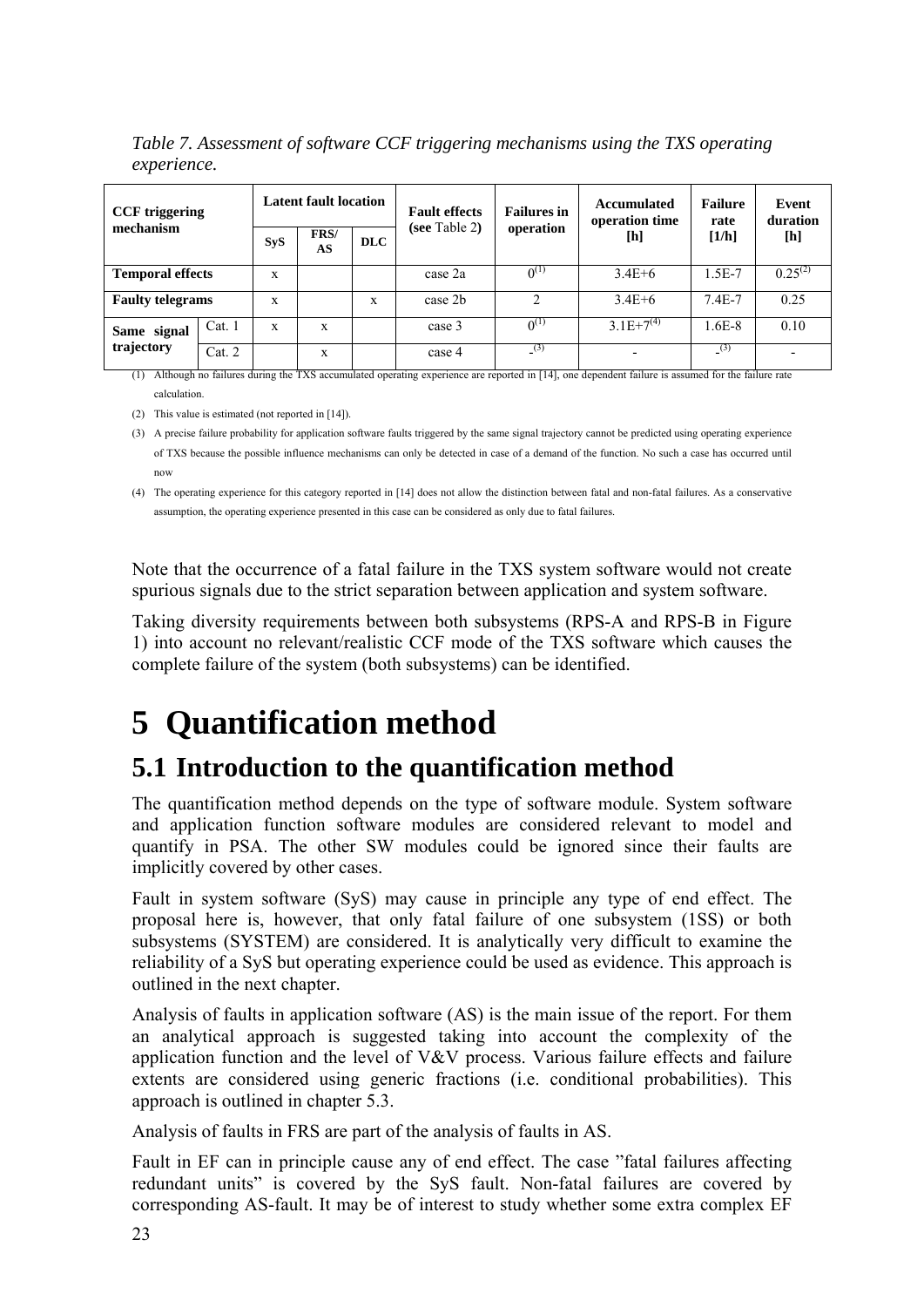*Table 7. Assessment of software CCF triggering mechanisms using the TXS operating experience.*

| CCF triggering mechanism | | Latent fault location | | | Fault effects (see Table 2) | Failures in operation | Accumulated operation time [h] | Failure rate [1/h] | Event duration [h] |
|---|---|---|---|---|---|---|---|---|---|
| | | SyS | FRS/ AS | DLC | | | | | |
| **Temporal effects** | | x | | | case 2a | 0 (1) | 3.4E+6 | 1.5E-7 | 0.25 (2) |
| **Faulty telegrams** | | x | | x | case 2b | 2 | 3.4E+6 | 7.4E-7 | 0.25 |
| **Same signal trajectory** | Cat. 1 | x | x | | case 3 | 0 (1) | 3.1E+7 (4) | 1.6E-8 | 0.10 |
| | Cat. 2 | | x | | case 4 | - (3) | - | - (3) | - |

(1) Although no failures during the TXS accumulated operating experience are reported in [14], one dependent failure is assumed for the failure rate calculation.

(2) This value is estimated (not reported in [14]).

(3) A precise failure probability for application software faults triggered by the same signal trajectory cannot be predicted using operating experience of TXS because the possible influence mechanisms can only be detected in case of a demand of the function. No such a case has occurred until now

(4) The operating experience for this category reported in [14] does not allow the distinction between fatal and non-fatal failures. As a conservative assumption, the operating experience presented in this case can be considered as only due to fatal failures.

Note that the occurrence of a fatal failure in the TXS system software would not create spurious signals due to the strict separation between application and system software.

Taking diversity requirements between both subsystems (RPS-A and RPS-B in Figure 1) into account no relevant/realistic CCF mode of the TXS software which causes the complete failure of the system (both subsystems) can be identified.

# 5 Quantification method

## 5.1 Introduction to the quantification method

The quantification method depends on the type of software module. System software and application function software modules are considered relevant to model and quantify in PSA. The other SW modules could be ignored since their faults are implicitly covered by other cases.

Fault in system software (SyS) may cause in principle any type of end effect. The proposal here is, however, that only fatal failure of one subsystem (1SS) or both subsystems (SYSTEM) are considered. It is analytically very difficult to examine the reliability of a SyS but operating experience could be used as evidence. This approach is outlined in the next chapter.

Analysis of faults in application software (AS) is the main issue of the report. For them an analytical approach is suggested taking into account the complexity of the application function and the level of V&V process. Various failure effects and failure extents are considered using generic fractions (i.e. conditional probabilities). This approach is outlined in chapter 5.3.

Analysis of faults in FRS are part of the analysis of faults in AS.

Fault in EF can in principle cause any of end effect. The case "fatal failures affecting redundant units" is covered by the SyS fault. Non-fatal failures are covered by corresponding AS-fault. It may be of interest to study whether some extra complex EF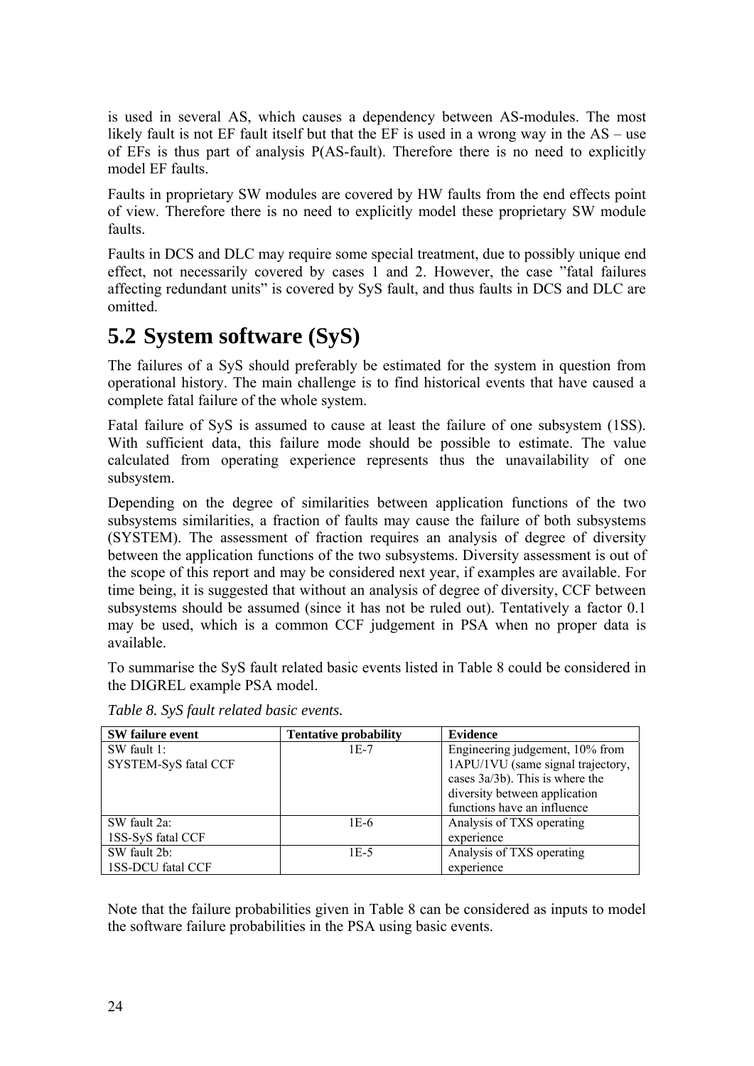is used in several AS, which causes a dependency between AS-modules. The most likely fault is not EF fault itself but that the EF is used in a wrong way in the AS – use of EFs is thus part of analysis P(AS-fault). Therefore there is no need to explicitly model EF faults.

Faults in proprietary SW modules are covered by HW faults from the end effects point of view. Therefore there is no need to explicitly model these proprietary SW module faults.

Faults in DCS and DLC may require some special treatment, due to possibly unique end effect, not necessarily covered by cases 1 and 2. However, the case "fatal failures affecting redundant units" is covered by SyS fault, and thus faults in DCS and DLC are omitted.

## 5.2 System software (SyS)

The failures of a SyS should preferably be estimated for the system in question from operational history. The main challenge is to find historical events that have caused a complete fatal failure of the whole system.

Fatal failure of SyS is assumed to cause at least the failure of one subsystem (1SS). With sufficient data, this failure mode should be possible to estimate. The value calculated from operating experience represents thus the unavailability of one subsystem.

Depending on the degree of similarities between application functions of the two subsystems similarities, a fraction of faults may cause the failure of both subsystems (SYSTEM). The assessment of fraction requires an analysis of degree of diversity between the application functions of the two subsystems. Diversity assessment is out of the scope of this report and may be considered next year, if examples are available. For time being, it is suggested that without an analysis of degree of diversity, CCF between subsystems should be assumed (since it has not be ruled out). Tentatively a factor 0.1 may be used, which is a common CCF judgement in PSA when no proper data is available.

To summarise the SyS fault related basic events listed in Table 8 could be considered in the DIGREL example PSA model.

*Table 8. SyS fault related basic events.*

| SW failure event | Tentative probability | Evidence |
|---|---|---|
| SW fault 1: SYSTEM-SyS fatal CCF | 1E-7 | Engineering judgement, 10% from 1APU/1VU (same signal trajectory, cases 3a/3b). This is where the diversity between application functions have an influence |
| SW fault 2a: 1SS-SyS fatal CCF | 1E-6 | Analysis of TXS operating experience |
| SW fault 2b: 1SS-DCU fatal CCF | 1E-5 | Analysis of TXS operating experience |

Note that the failure probabilities given in Table 8 can be considered as inputs to model the software failure probabilities in the PSA using basic events.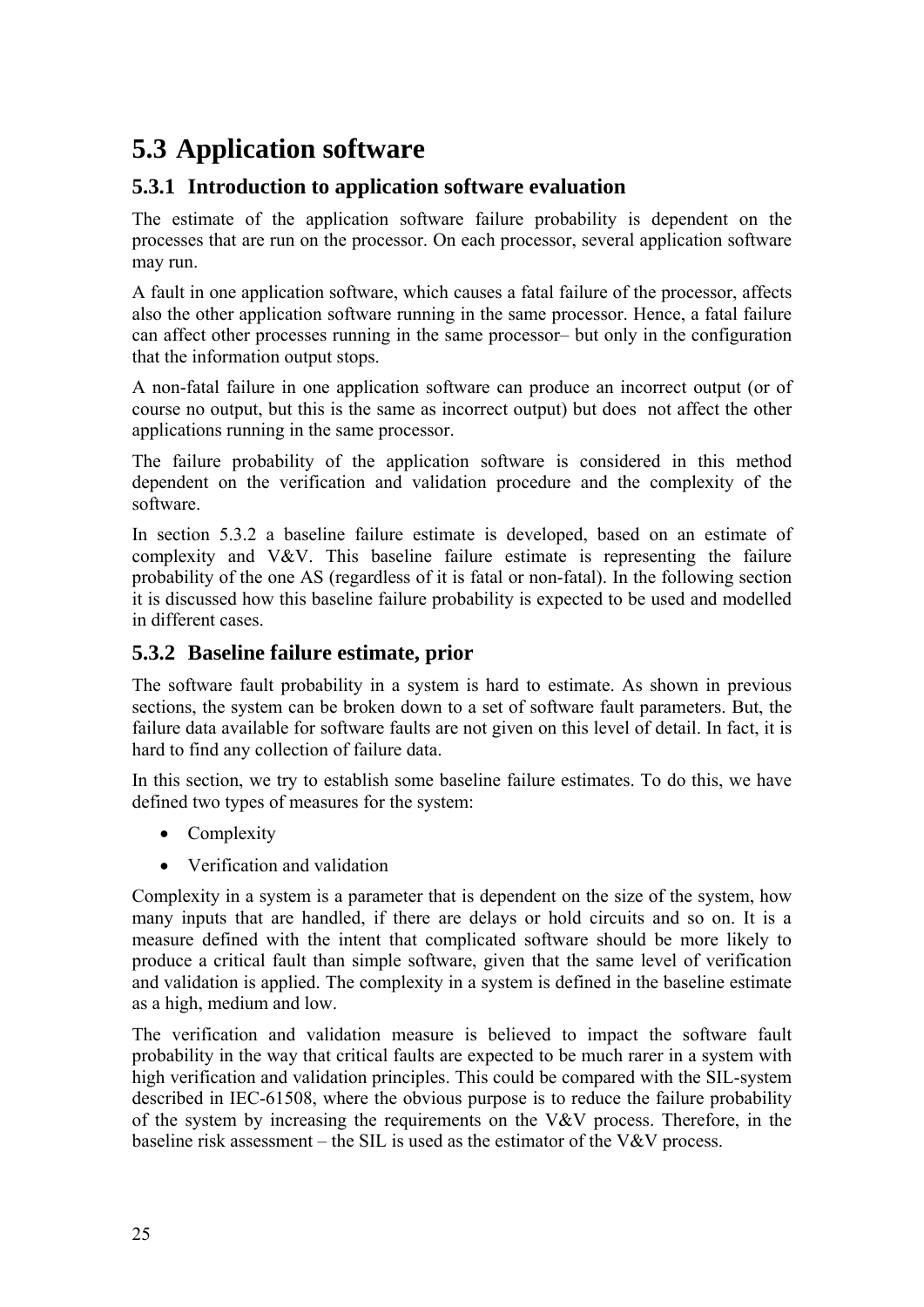## 5.3 Application software

### 5.3.1 Introduction to application software evaluation

The estimate of the application software failure probability is dependent on the processes that are run on the processor. On each processor, several application software may run.

A fault in one application software, which causes a fatal failure of the processor, affects also the other application software running in the same processor. Hence, a fatal failure can affect other processes running in the same processor– but only in the configuration that the information output stops.

A non-fatal failure in one application software can produce an incorrect output (or of course no output, but this is the same as incorrect output) but does not affect the other applications running in the same processor.

The failure probability of the application software is considered in this method dependent on the verification and validation procedure and the complexity of the software.

In section 5.3.2 a baseline failure estimate is developed, based on an estimate of complexity and V&V. This baseline failure estimate is representing the failure probability of the one AS (regardless of it is fatal or non-fatal). In the following section it is discussed how this baseline failure probability is expected to be used and modelled in different cases.

### 5.3.2 Baseline failure estimate, prior

The software fault probability in a system is hard to estimate. As shown in previous sections, the system can be broken down to a set of software fault parameters. But, the failure data available for software faults are not given on this level of detail. In fact, it is hard to find any collection of failure data.

In this section, we try to establish some baseline failure estimates. To do this, we have defined two types of measures for the system:

- Complexity
- Verification and validation

Complexity in a system is a parameter that is dependent on the size of the system, how many inputs that are handled, if there are delays or hold circuits and so on. It is a measure defined with the intent that complicated software should be more likely to produce a critical fault than simple software, given that the same level of verification and validation is applied. The complexity in a system is defined in the baseline estimate as a high, medium and low.

The verification and validation measure is believed to impact the software fault probability in the way that critical faults are expected to be much rarer in a system with high verification and validation principles. This could be compared with the SIL-system described in IEC-61508, where the obvious purpose is to reduce the failure probability of the system by increasing the requirements on the V&V process. Therefore, in the baseline risk assessment – the SIL is used as the estimator of the V&V process.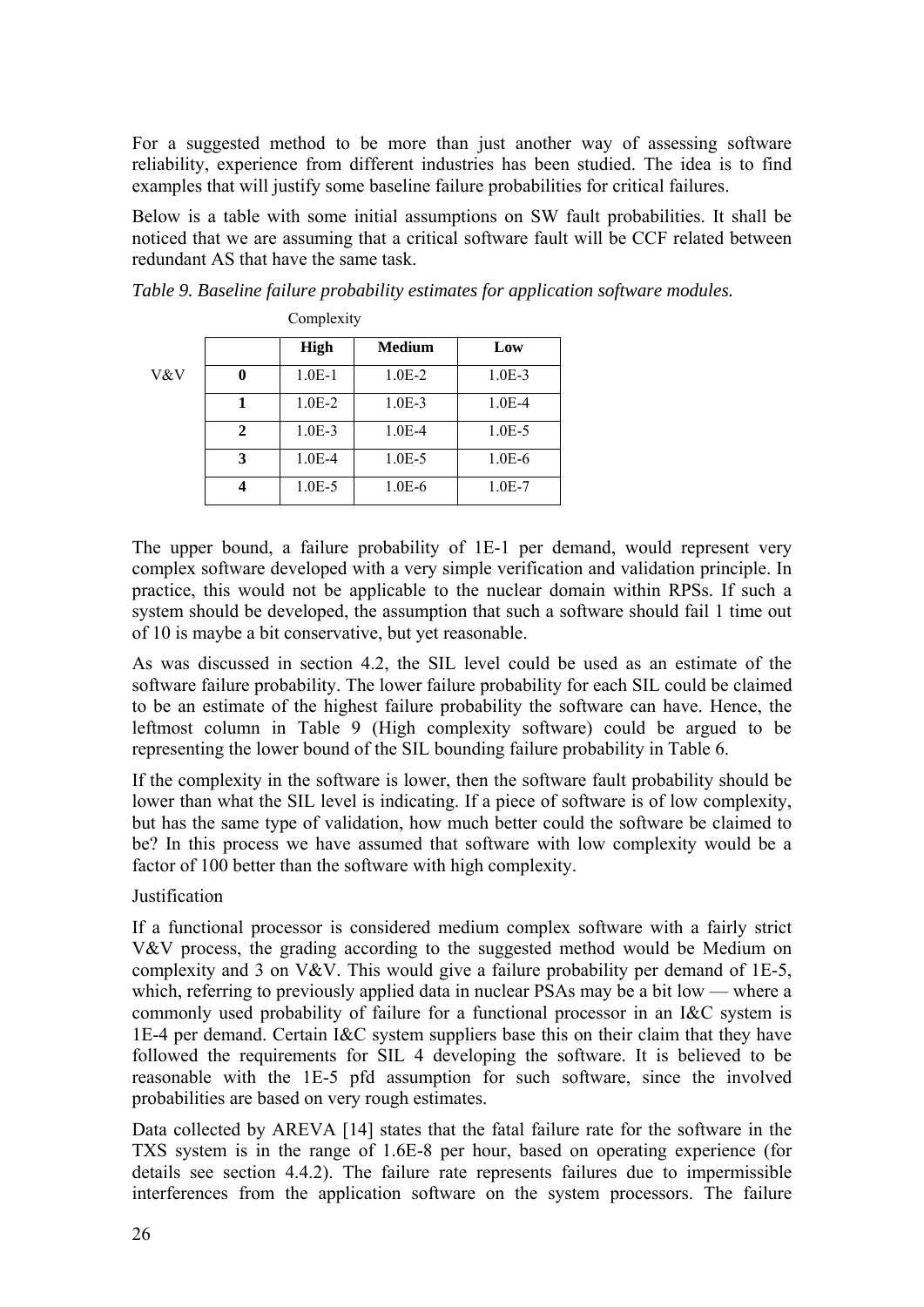For a suggested method to be more than just another way of assessing software reliability, experience from different industries has been studied. The idea is to find examples that will justify some baseline failure probabilities for critical failures.

Below is a table with some initial assumptions on SW fault probabilities. It shall be noticed that we are assuming that a critical software fault will be CCF related between redundant AS that have the same task.

*Table 9. Baseline failure probability estimates for application software modules.*

| | | Complexity | | |
|---|---|---|---|---|
| | | **High** | **Medium** | **Low** |
| V&V | **0** | 1.0E-1 | 1.0E-2 | 1.0E-3 |
| | **1** | 1.0E-2 | 1.0E-3 | 1.0E-4 |
| | **2** | 1.0E-3 | 1.0E-4 | 1.0E-5 |
| | **3** | 1.0E-4 | 1.0E-5 | 1.0E-6 |
| | **4** | 1.0E-5 | 1.0E-6 | 1.0E-7 |

The upper bound, a failure probability of 1E-1 per demand, would represent very complex software developed with a very simple verification and validation principle. In practice, this would not be applicable to the nuclear domain within RPSs. If such a system should be developed, the assumption that such a software should fail 1 time out of 10 is maybe a bit conservative, but yet reasonable.

As was discussed in section 4.2, the SIL level could be used as an estimate of the software failure probability. The lower failure probability for each SIL could be claimed to be an estimate of the highest failure probability the software can have. Hence, the leftmost column in Table 9 (High complexity software) could be argued to be representing the lower bound of the SIL bounding failure probability in Table 6.

If the complexity in the software is lower, then the software fault probability should be lower than what the SIL level is indicating. If a piece of software is of low complexity, but has the same type of validation, how much better could the software be claimed to be? In this process we have assumed that software with low complexity would be a factor of 100 better than the software with high complexity.

Justification

If a functional processor is considered medium complex software with a fairly strict V&V process, the grading according to the suggested method would be Medium on complexity and 3 on V&V. This would give a failure probability per demand of 1E-5, which, referring to previously applied data in nuclear PSAs may be a bit low — where a commonly used probability of failure for a functional processor in an I&C system is 1E-4 per demand. Certain I&C system suppliers base this on their claim that they have followed the requirements for SIL 4 developing the software. It is believed to be reasonable with the 1E-5 pfd assumption for such software, since the involved probabilities are based on very rough estimates.

Data collected by AREVA [14] states that the fatal failure rate for the software in the TXS system is in the range of 1.6E-8 per hour, based on operating experience (for details see section 4.4.2). The failure rate represents failures due to impermissible interferences from the application software on the system processors. The failure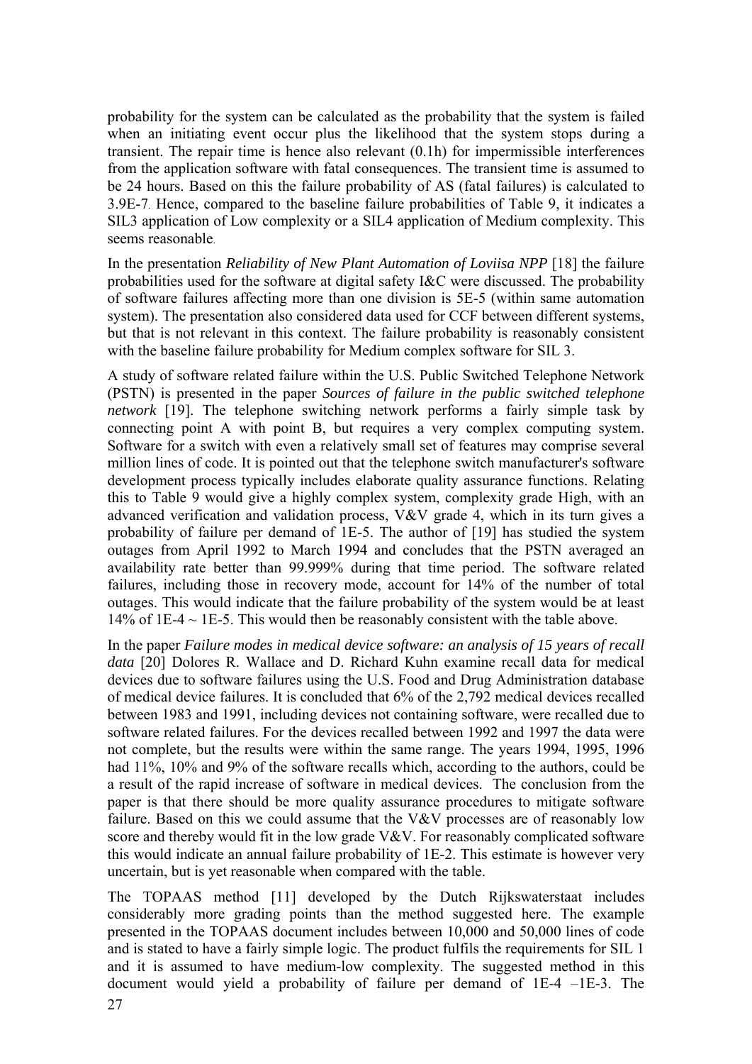probability for the system can be calculated as the probability that the system is failed when an initiating event occur plus the likelihood that the system stops during a transient. The repair time is hence also relevant (0.1h) for impermissible interferences from the application software with fatal consequences. The transient time is assumed to be 24 hours. Based on this the failure probability of AS (fatal failures) is calculated to 3.9E-7. Hence, compared to the baseline failure probabilities of Table 9, it indicates a SIL3 application of Low complexity or a SIL4 application of Medium complexity. This seems reasonable.

In the presentation *Reliability of New Plant Automation of Loviisa NPP* [18] the failure probabilities used for the software at digital safety I&C were discussed. The probability of software failures affecting more than one division is 5E-5 (within same automation system). The presentation also considered data used for CCF between different systems, but that is not relevant in this context. The failure probability is reasonably consistent with the baseline failure probability for Medium complex software for SIL 3.

A study of software related failure within the U.S. Public Switched Telephone Network (PSTN) is presented in the paper *Sources of failure in the public switched telephone network* [19]. The telephone switching network performs a fairly simple task by connecting point A with point B, but requires a very complex computing system. Software for a switch with even a relatively small set of features may comprise several million lines of code. It is pointed out that the telephone switch manufacturer's software development process typically includes elaborate quality assurance functions. Relating this to Table 9 would give a highly complex system, complexity grade High, with an advanced verification and validation process, V&V grade 4, which in its turn gives a probability of failure per demand of 1E-5. The author of [19] has studied the system outages from April 1992 to March 1994 and concludes that the PSTN averaged an availability rate better than 99.999% during that time period. The software related failures, including those in recovery mode, account for 14% of the number of total outages. This would indicate that the failure probability of the system would be at least 14% of 1E-4 ~ 1E-5. This would then be reasonably consistent with the table above.

In the paper *Failure modes in medical device software: an analysis of 15 years of recall data* [20] Dolores R. Wallace and D. Richard Kuhn examine recall data for medical devices due to software failures using the U.S. Food and Drug Administration database of medical device failures. It is concluded that 6% of the 2,792 medical devices recalled between 1983 and 1991, including devices not containing software, were recalled due to software related failures. For the devices recalled between 1992 and 1997 the data were not complete, but the results were within the same range. The years 1994, 1995, 1996 had 11%, 10% and 9% of the software recalls which, according to the authors, could be a result of the rapid increase of software in medical devices. The conclusion from the paper is that there should be more quality assurance procedures to mitigate software failure. Based on this we could assume that the V&V processes are of reasonably low score and thereby would fit in the low grade V&V. For reasonably complicated software this would indicate an annual failure probability of 1E-2. This estimate is however very uncertain, but is yet reasonable when compared with the table.

The TOPAAS method [11] developed by the Dutch Rijkswaterstaat includes considerably more grading points than the method suggested here. The example presented in the TOPAAS document includes between 10,000 and 50,000 lines of code and is stated to have a fairly simple logic. The product fulfils the requirements for SIL 1 and it is assumed to have medium-low complexity. The suggested method in this document would yield a probability of failure per demand of 1E-4 –1E-3. The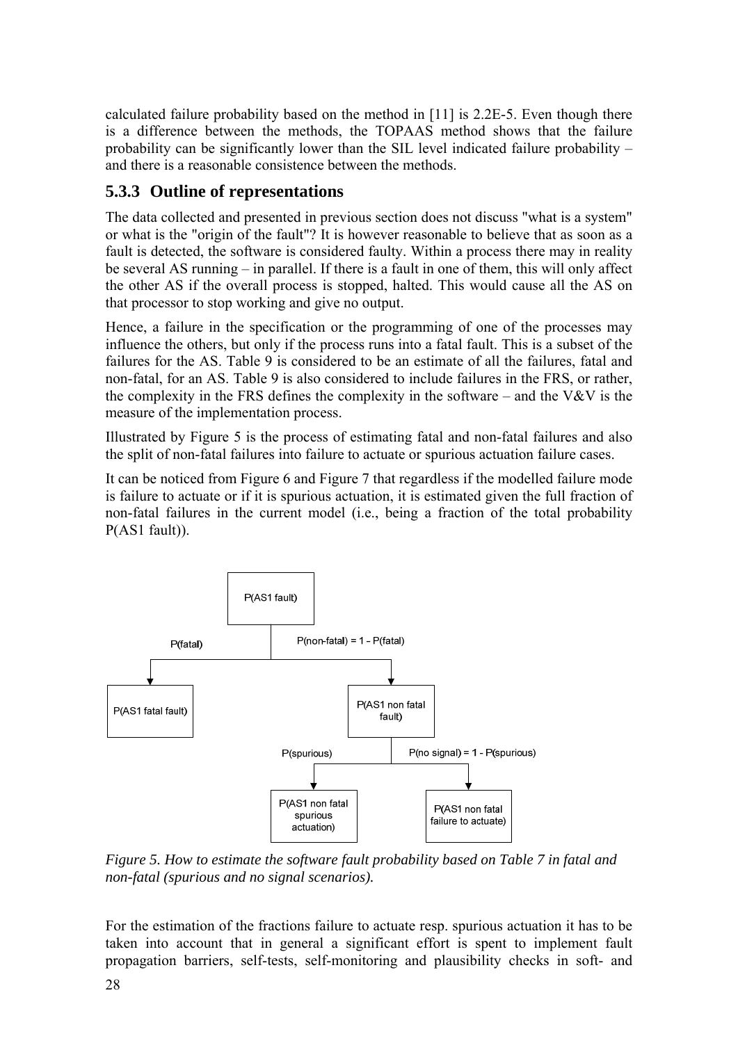calculated failure probability based on the method in [11] is 2.2E-5. Even though there is a difference between the methods, the TOPAAS method shows that the failure probability can be significantly lower than the SIL level indicated failure probability – and there is a reasonable consistence between the methods.

### 5.3.3 Outline of representations

The data collected and presented in previous section does not discuss "what is a system" or what is the "origin of the fault"? It is however reasonable to believe that as soon as a fault is detected, the software is considered faulty. Within a process there may in reality be several AS running – in parallel. If there is a fault in one of them, this will only affect the other AS if the overall process is stopped, halted. This would cause all the AS on that processor to stop working and give no output.

Hence, a failure in the specification or the programming of one of the processes may influence the others, but only if the process runs into a fatal fault. This is a subset of the failures for the AS. Table 9 is considered to be an estimate of all the failures, fatal and non-fatal, for an AS. Table 9 is also considered to include failures in the FRS, or rather, the complexity in the FRS defines the complexity in the software – and the V&V is the measure of the implementation process.

Illustrated by Figure 5 is the process of estimating fatal and non-fatal failures and also the split of non-fatal failures into failure to actuate or spurious actuation failure cases.

It can be noticed from Figure 6 and Figure 7 that regardless if the modelled failure mode is failure to actuate or if it is spurious actuation, it is estimated given the full fraction of non-fatal failures in the current model (i.e., being a fraction of the total probability P(AS1 fault)).

```
                         P(AS1 fault)
                              |
      P(fatal)                |  P(non-fatal) = 1 - P(fatal)
         +--------------------+--------------------+
         |                                         |
         v                                         v
 P(AS1 fatal fault)                     P(AS1 non fatal fault)
                                                   |
                         P(spurious)               |  P(no signal) = 1 - P(spurious)
                              +--------------------+--------------------+
                              |                                         |
                              v                                         v
                   P(AS1 non fatal spurious                 P(AS1 non fatal
                          actuation)                       failure to actuate)
```

*Figure 5. How to estimate the software fault probability based on Table 7 in fatal and non-fatal (spurious and no signal scenarios).*

For the estimation of the fractions failure to actuate resp. spurious actuation it has to be taken into account that in general a significant effort is spent to implement fault propagation barriers, self-tests, self-monitoring and plausibility checks in soft- and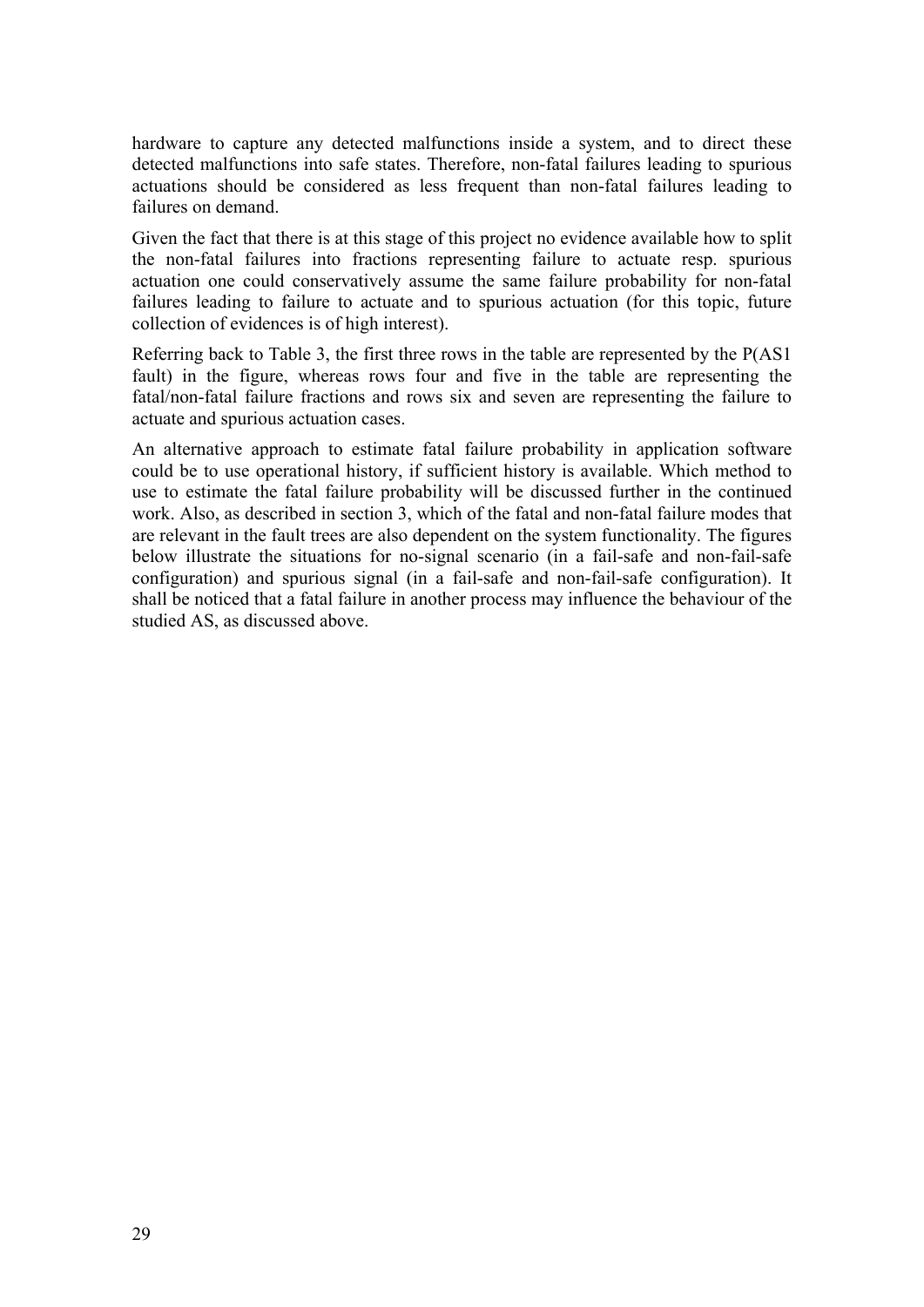hardware to capture any detected malfunctions inside a system, and to direct these detected malfunctions into safe states. Therefore, non-fatal failures leading to spurious actuations should be considered as less frequent than non-fatal failures leading to failures on demand.

Given the fact that there is at this stage of this project no evidence available how to split the non-fatal failures into fractions representing failure to actuate resp. spurious actuation one could conservatively assume the same failure probability for non-fatal failures leading to failure to actuate and to spurious actuation (for this topic, future collection of evidences is of high interest).

Referring back to Table 3, the first three rows in the table are represented by the P(AS1 fault) in the figure, whereas rows four and five in the table are representing the fatal/non-fatal failure fractions and rows six and seven are representing the failure to actuate and spurious actuation cases.

An alternative approach to estimate fatal failure probability in application software could be to use operational history, if sufficient history is available. Which method to use to estimate the fatal failure probability will be discussed further in the continued work. Also, as described in section 3, which of the fatal and non-fatal failure modes that are relevant in the fault trees are also dependent on the system functionality. The figures below illustrate the situations for no-signal scenario (in a fail-safe and non-fail-safe configuration) and spurious signal (in a fail-safe and non-fail-safe configuration). It shall be noticed that a fatal failure in another process may influence the behaviour of the studied AS, as discussed above.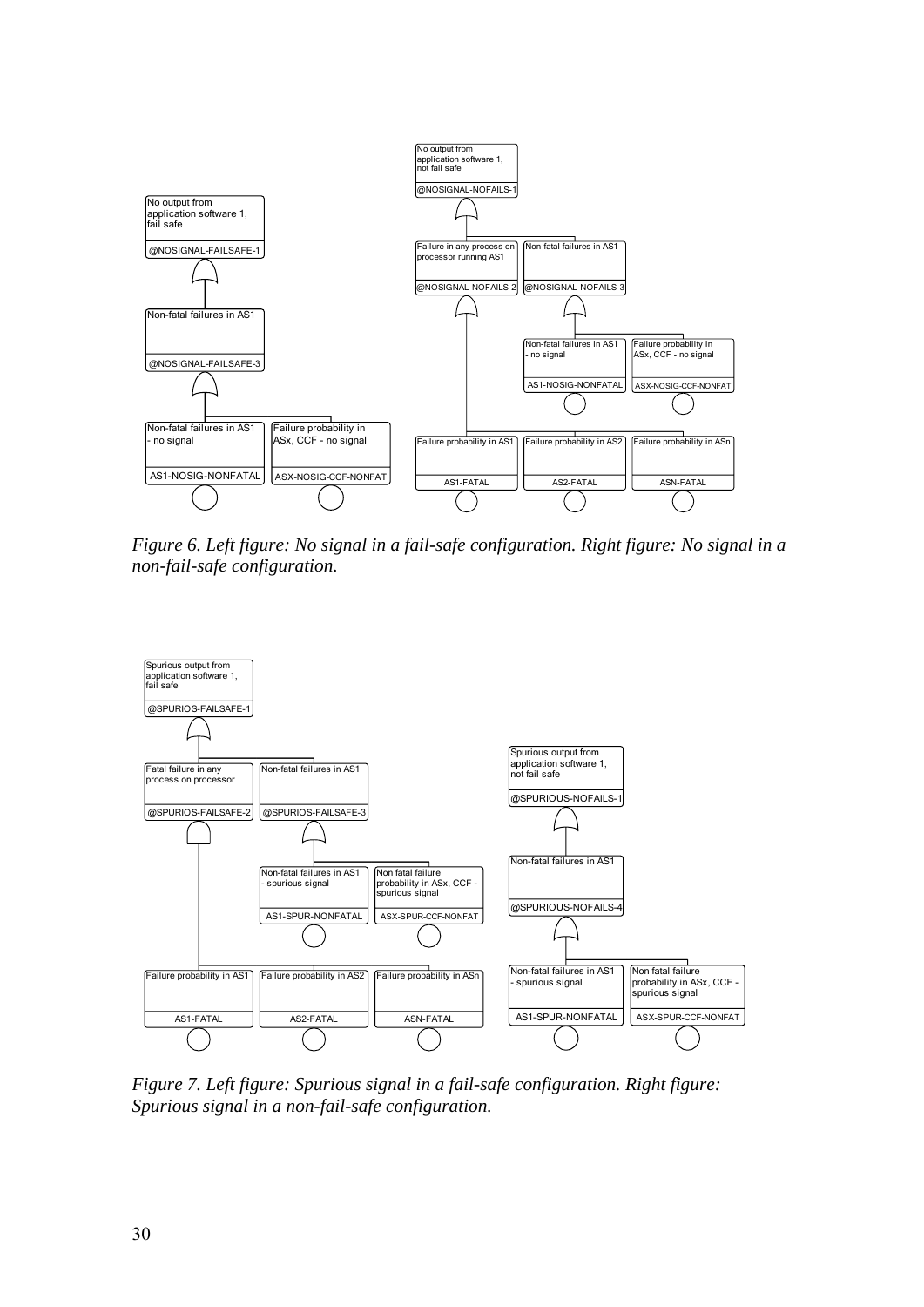Figure 6. Left figure: No signal in a fail-safe configuration. Right figure: No signal in a non-fail-safe configuration.

Figure 7. Left figure: Spurious signal in a fail-safe configuration. Right figure: Spurious signal in a non-fail-safe configuration.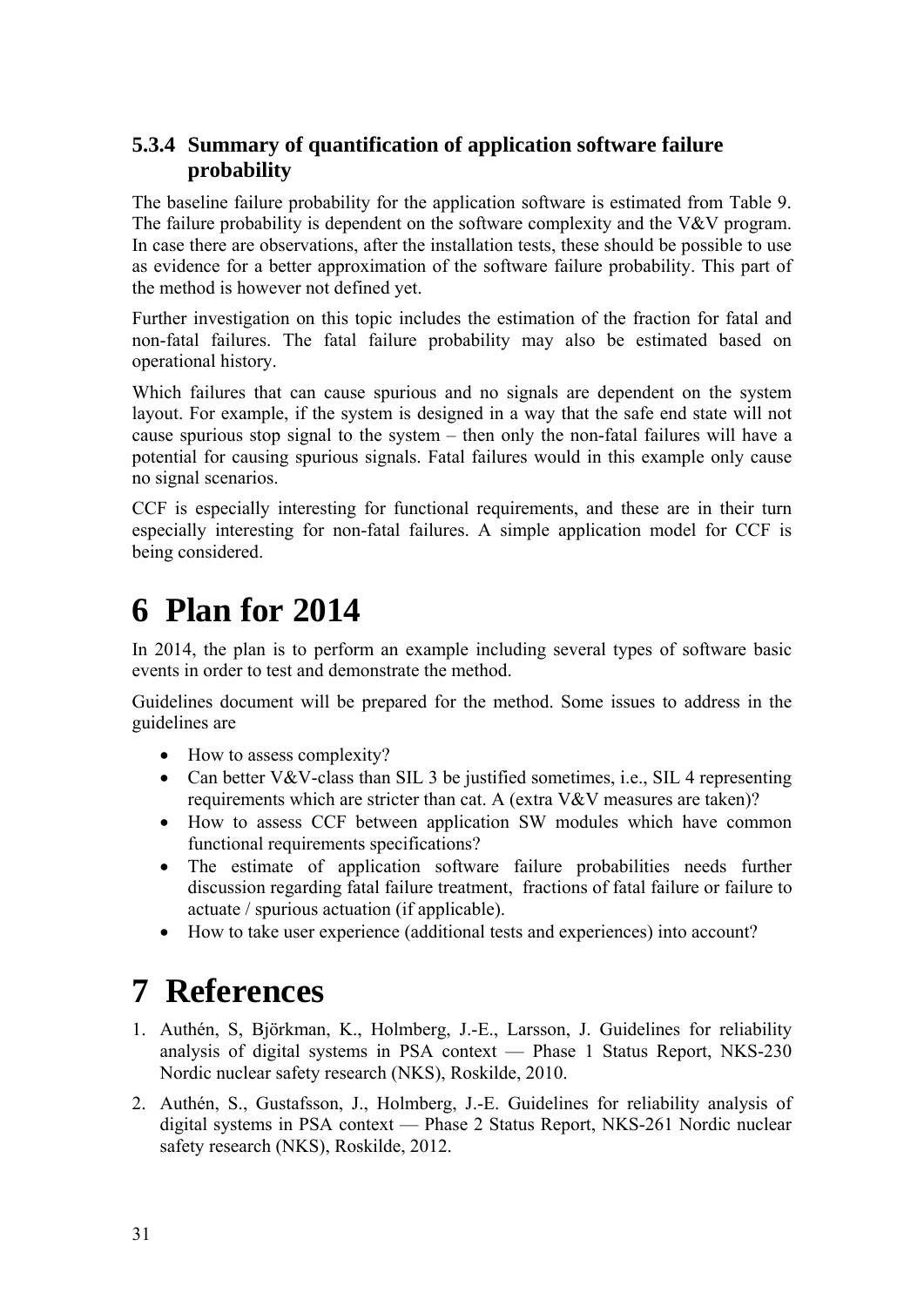### 5.3.4 Summary of quantification of application software failure probability

The baseline failure probability for the application software is estimated from Table 9. The failure probability is dependent on the software complexity and the V&V program. In case there are observations, after the installation tests, these should be possible to use as evidence for a better approximation of the software failure probability. This part of the method is however not defined yet.

Further investigation on this topic includes the estimation of the fraction for fatal and non-fatal failures. The fatal failure probability may also be estimated based on operational history.

Which failures that can cause spurious and no signals are dependent on the system layout. For example, if the system is designed in a way that the safe end state will not cause spurious stop signal to the system – then only the non-fatal failures will have a potential for causing spurious signals. Fatal failures would in this example only cause no signal scenarios.

CCF is especially interesting for functional requirements, and these are in their turn especially interesting for non-fatal failures. A simple application model for CCF is being considered.

# 6 Plan for 2014

In 2014, the plan is to perform an example including several types of software basic events in order to test and demonstrate the method.

Guidelines document will be prepared for the method. Some issues to address in the guidelines are

- How to assess complexity?
- Can better V&V-class than SIL 3 be justified sometimes, i.e., SIL 4 representing requirements which are stricter than cat. A (extra V&V measures are taken)?
- How to assess CCF between application SW modules which have common functional requirements specifications?
- The estimate of application software failure probabilities needs further discussion regarding fatal failure treatment, fractions of fatal failure or failure to actuate / spurious actuation (if applicable).
- How to take user experience (additional tests and experiences) into account?

# 7 References

1. Authén, S, Björkman, K., Holmberg, J.-E., Larsson, J. Guidelines for reliability analysis of digital systems in PSA context — Phase 1 Status Report, NKS-230 Nordic nuclear safety research (NKS), Roskilde, 2010.
2. Authén, S., Gustafsson, J., Holmberg, J.-E. Guidelines for reliability analysis of digital systems in PSA context — Phase 2 Status Report, NKS-261 Nordic nuclear safety research (NKS), Roskilde, 2012.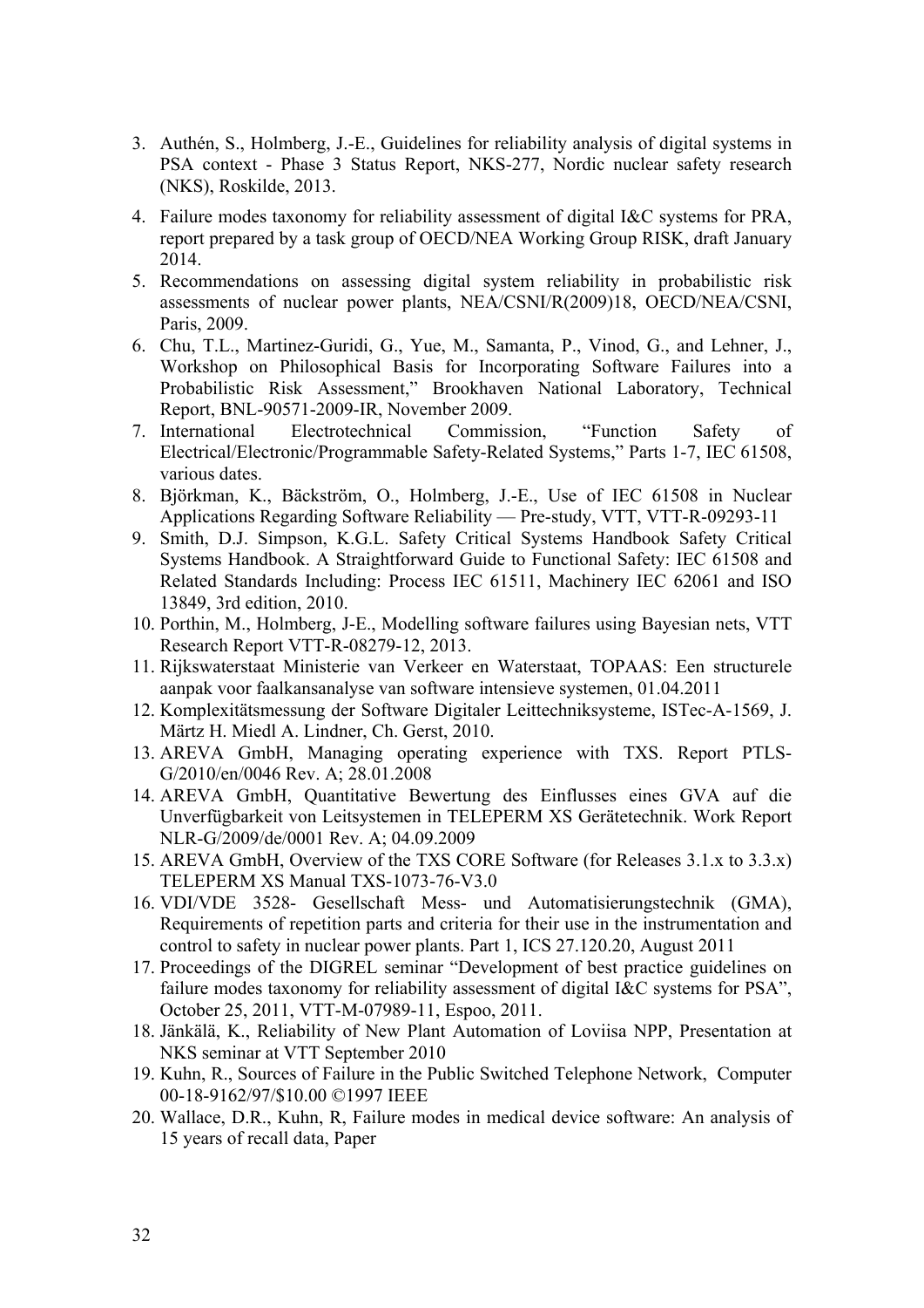3. Authén, S., Holmberg, J.-E., Guidelines for reliability analysis of digital systems in PSA context - Phase 3 Status Report, NKS-277, Nordic nuclear safety research (NKS), Roskilde, 2013.
4. Failure modes taxonomy for reliability assessment of digital I&C systems for PRA, report prepared by a task group of OECD/NEA Working Group RISK, draft January 2014.
5. Recommendations on assessing digital system reliability in probabilistic risk assessments of nuclear power plants, NEA/CSNI/R(2009)18, OECD/NEA/CSNI, Paris, 2009.
6. Chu, T.L., Martinez-Guridi, G., Yue, M., Samanta, P., Vinod, G., and Lehner, J., Workshop on Philosophical Basis for Incorporating Software Failures into a Probabilistic Risk Assessment," Brookhaven National Laboratory, Technical Report, BNL-90571-2009-IR, November 2009.
7. International Electrotechnical Commission, "Function Safety of Electrical/Electronic/Programmable Safety-Related Systems," Parts 1-7, IEC 61508, various dates.
8. Björkman, K., Bäckström, O., Holmberg, J.-E., Use of IEC 61508 in Nuclear Applications Regarding Software Reliability — Pre-study, VTT, VTT-R-09293-11
9. Smith, D.J. Simpson, K.G.L. Safety Critical Systems Handbook Safety Critical Systems Handbook. A Straightforward Guide to Functional Safety: IEC 61508 and Related Standards Including: Process IEC 61511, Machinery IEC 62061 and ISO 13849, 3rd edition, 2010.
10. Porthin, M., Holmberg, J-E., Modelling software failures using Bayesian nets, VTT Research Report VTT-R-08279-12, 2013.
11. Rijkswaterstaat Ministerie van Verkeer en Waterstaat, TOPAAS: Een structurele aanpak voor faalkansanalyse van software intensieve systemen, 01.04.2011
12. Komplexitätsmessung der Software Digitaler Leittechniksysteme, ISTec-A-1569, J. Märtz H. Miedl A. Lindner, Ch. Gerst, 2010.
13. AREVA GmbH, Managing operating experience with TXS. Report PTLS-G/2010/en/0046 Rev. A; 28.01.2008
14. AREVA GmbH, Quantitative Bewertung des Einflusses eines GVA auf die Unverfügbarkeit von Leitsystemen in TELEPERM XS Gerätetechnik. Work Report NLR-G/2009/de/0001 Rev. A; 04.09.2009
15. AREVA GmbH, Overview of the TXS CORE Software (for Releases 3.1.x to 3.3.x) TELEPERM XS Manual TXS-1073-76-V3.0
16. VDI/VDE 3528- Gesellschaft Mess- und Automatisierungstechnik (GMA), Requirements of repetition parts and criteria for their use in the instrumentation and control to safety in nuclear power plants. Part 1, ICS 27.120.20, August 2011
17. Proceedings of the DIGREL seminar "Development of best practice guidelines on failure modes taxonomy for reliability assessment of digital I&C systems for PSA", October 25, 2011, VTT-M-07989-11, Espoo, 2011.
18. Jänkälä, K., Reliability of New Plant Automation of Loviisa NPP, Presentation at NKS seminar at VTT September 2010
19. Kuhn, R., Sources of Failure in the Public Switched Telephone Network, Computer 00-18-9162/97/$10.00 ©1997 IEEE
20. Wallace, D.R., Kuhn, R, Failure modes in medical device software: An analysis of 15 years of recall data, Paper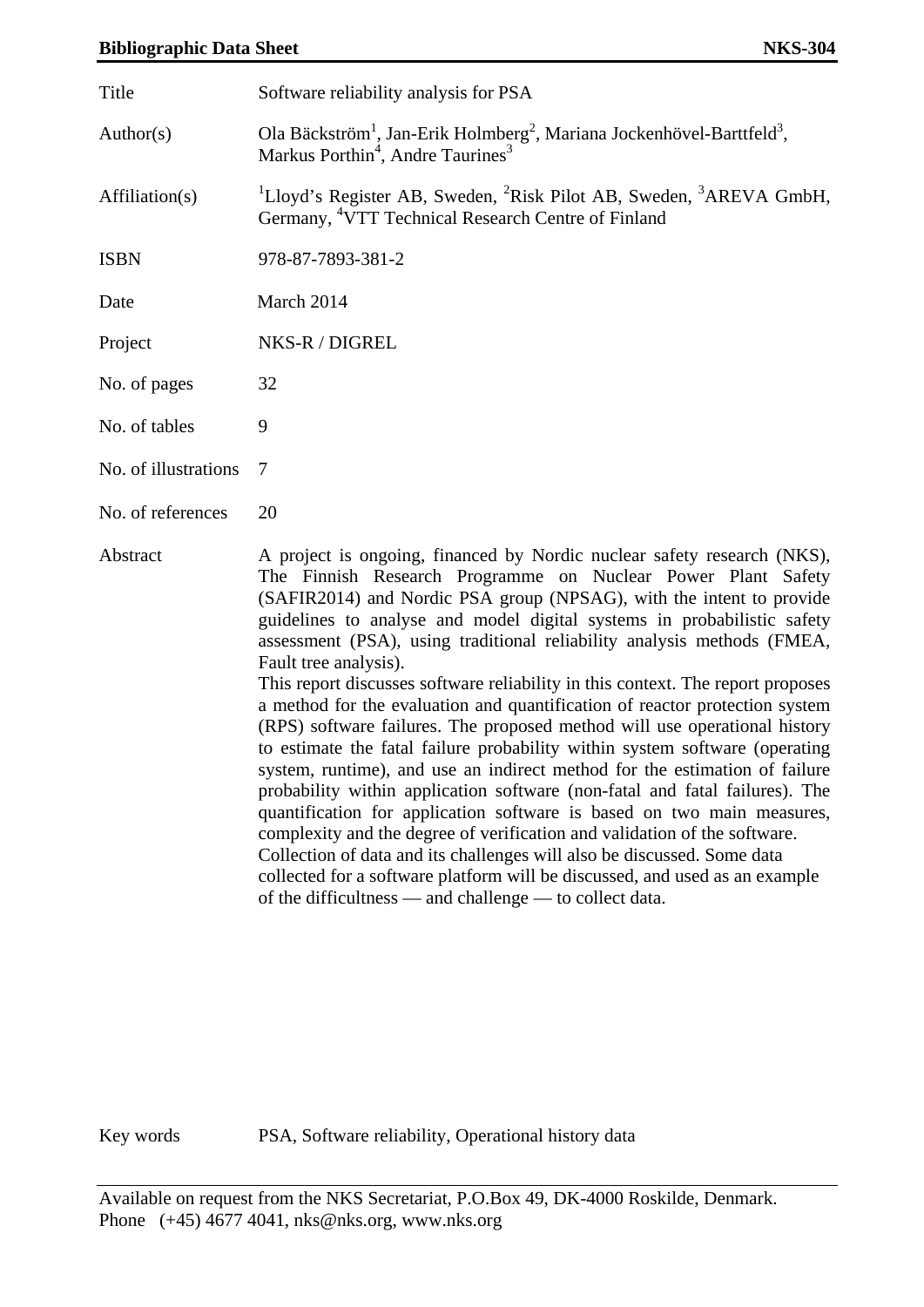**Bibliographic Data Sheet** **NKS-304**

| | |
|---|---|
| Title | Software reliability analysis for PSA |
| Author(s) | Ola Bäckström[1], Jan-Erik Holmberg[2], Mariana Jockenhövel-Barttfeld[3], Markus Porthin[4], Andre Taurines[3] |
| Affiliation(s) | [1]Lloyd's Register AB, Sweden, [2]Risk Pilot AB, Sweden, [3]AREVA GmbH, Germany, [4]VTT Technical Research Centre of Finland |
| ISBN | 978-87-7893-381-2 |
| Date | March 2014 |
| Project | NKS-R / DIGREL |
| No. of pages | 32 |
| No. of tables | 9 |
| No. of illustrations | 7 |
| No. of references | 20 |

Abstract

A project is ongoing, financed by Nordic nuclear safety research (NKS), The Finnish Research Programme on Nuclear Power Plant Safety (SAFIR2014) and Nordic PSA group (NPSAG), with the intent to provide guidelines to analyse and model digital systems in probabilistic safety assessment (PSA), using traditional reliability analysis methods (FMEA, Fault tree analysis).

This report discusses software reliability in this context. The report proposes a method for the evaluation and quantification of reactor protection system (RPS) software failures. The proposed method will use operational history to estimate the fatal failure probability within system software (operating system, runtime), and use an indirect method for the estimation of failure probability within application software (non-fatal and fatal failures). The quantification for application software is based on two main measures, complexity and the degree of verification and validation of the software. Collection of data and its challenges will also be discussed. Some data collected for a software platform will be discussed, and used as an example of the difficultness — and challenge — to collect data.

Key words: PSA, Software reliability, Operational history data

Available on request from the NKS Secretariat, P.O.Box 49, DK-4000 Roskilde, Denmark. Phone (+45) 4677 4041, nks@nks.org, www.nks.org